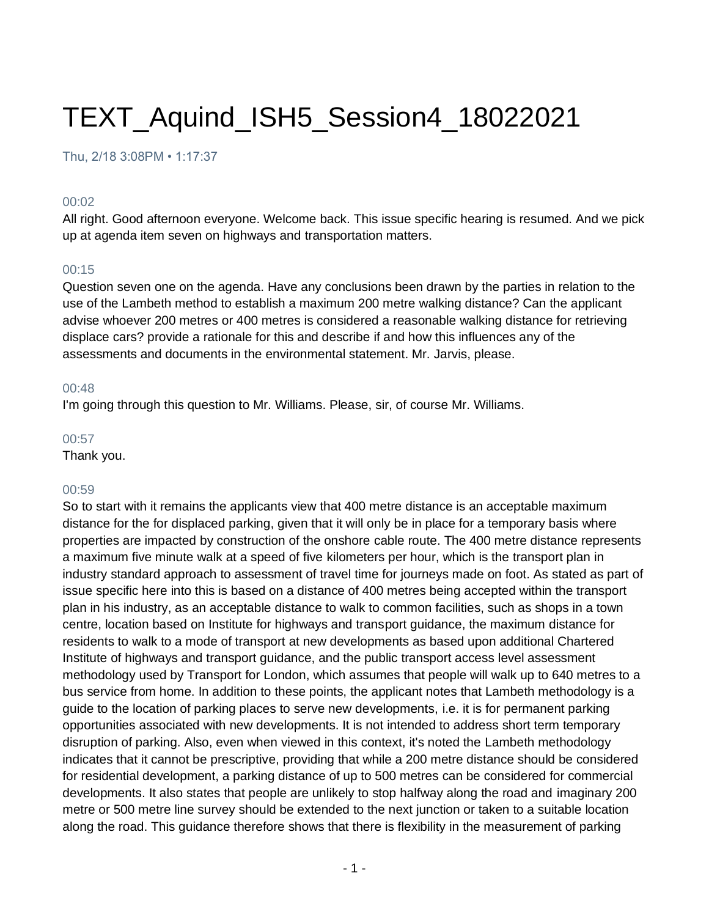# TEXT_Aquind_ISH5_Session4_18022021

Thu, 2/18 3:08PM • 1:17:37

00:02

All right. Good afternoon everyone. Welcome back. This issue specific hearing is resumed. And we pick up at agenda item seven on highways and transportation matters.

00:15

Question seven one on the agenda. Have any conclusions been drawn by the parties in relation to the use of the Lambeth method to establish a maximum 200 metre walking distance? Can the applicant advise whoever 200 metres or 400 metres is considered a reasonable walking distance for retrieving displace cars? provide a rationale for this and describe if and how this influences any of the assessments and documents in the environmental statement. Mr. Jarvis, please.

00:48

I'm going through this question to Mr. Williams. Please, sir, of course Mr. Williams.

00:57

Thank you.

00:59

So to start with it remains the applicants view that 400 metre distance is an acceptable maximum distance for the for displaced parking, given that it will only be in place for a temporary basis where properties are impacted by construction of the onshore cable route. The 400 metre distance represents a maximum five minute walk at a speed of five kilometers per hour, which is the transport plan in industry standard approach to assessment of travel time for journeys made on foot. As stated as part of issue specific here into this is based on a distance of 400 metres being accepted within the transport plan in his industry, as an acceptable distance to walk to common facilities, such as shops in a town centre, location based on Institute for highways and transport guidance, the maximum distance for residents to walk to a mode of transport at new developments as based upon additional Chartered Institute of highways and transport guidance, and the public transport access level assessment methodology used by Transport for London, which assumes that people will walk up to 640 metres to a bus service from home. In addition to these points, the applicant notes that Lambeth methodology is a guide to the location of parking places to serve new developments, i.e. it is for permanent parking opportunities associated with new developments. It is not intended to address short term temporary disruption of parking. Also, even when viewed in this context, it's noted the Lambeth methodology indicates that it cannot be prescriptive, providing that while a 200 metre distance should be considered for residential development, a parking distance of up to 500 metres can be considered for commercial developments. It also states that people are unlikely to stop halfway along the road and imaginary 200 metre or 500 metre line survey should be extended to the next junction or taken to a suitable location along the road. This guidance therefore shows that there is flexibility in the measurement of parking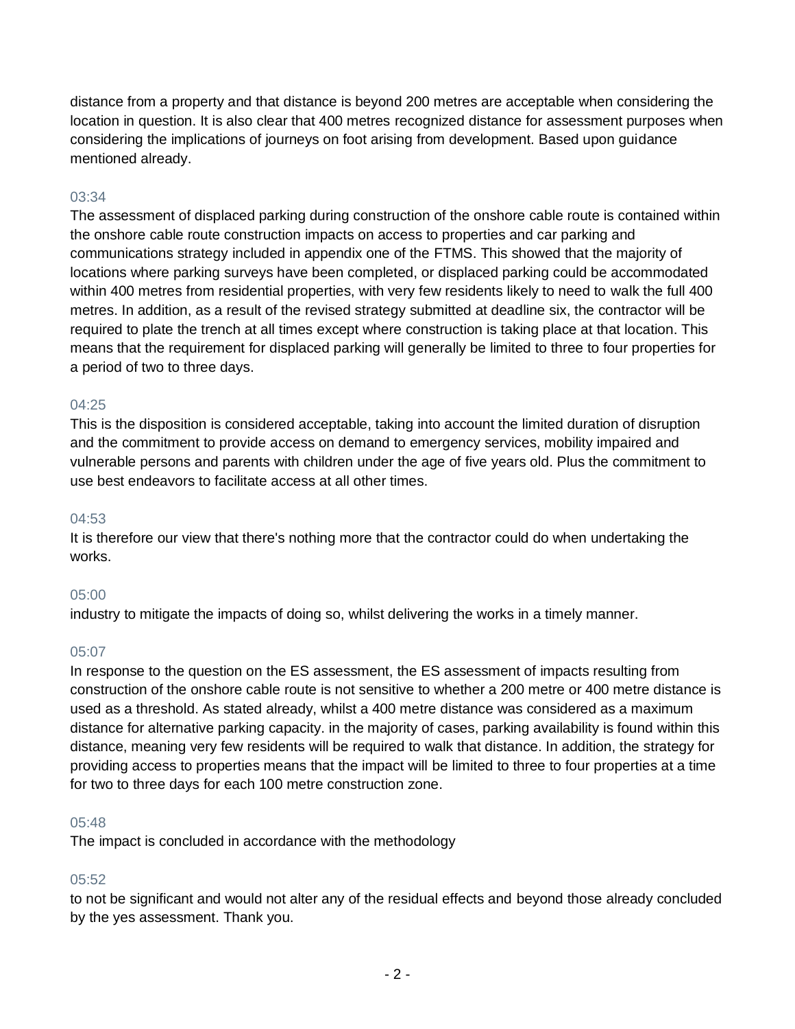distance from a property and that distance is beyond 200 metres are acceptable when considering the location in question. It is also clear that 400 metres recognized distance for assessment purposes when considering the implications of journeys on foot arising from development. Based upon guidance mentioned already.

03:34
The assessment of displaced parking during construction of the onshore cable route is contained within the onshore cable route construction impacts on access to properties and car parking and communications strategy included in appendix one of the FTMS. This showed that the majority of locations where parking surveys have been completed, or displaced parking could be accommodated within 400 metres from residential properties, with very few residents likely to need to walk the full 400 metres. In addition, as a result of the revised strategy submitted at deadline six, the contractor will be required to plate the trench at all times except where construction is taking place at that location. This means that the requirement for displaced parking will generally be limited to three to four properties for a period of two to three days.

04:25
This is the disposition is considered acceptable, taking into account the limited duration of disruption and the commitment to provide access on demand to emergency services, mobility impaired and vulnerable persons and parents with children under the age of five years old. Plus the commitment to use best endeavors to facilitate access at all other times.

04:53
It is therefore our view that there's nothing more that the contractor could do when undertaking the works.

05:00
industry to mitigate the impacts of doing so, whilst delivering the works in a timely manner.

05:07
In response to the question on the ES assessment, the ES assessment of impacts resulting from construction of the onshore cable route is not sensitive to whether a 200 metre or 400 metre distance is used as a threshold. As stated already, whilst a 400 metre distance was considered as a maximum distance for alternative parking capacity. in the majority of cases, parking availability is found within this distance, meaning very few residents will be required to walk that distance. In addition, the strategy for providing access to properties means that the impact will be limited to three to four properties at a time for two to three days for each 100 metre construction zone.

05:48
The impact is concluded in accordance with the methodology

05:52
to not be significant and would not alter any of the residual effects and beyond those already concluded by the yes assessment. Thank you.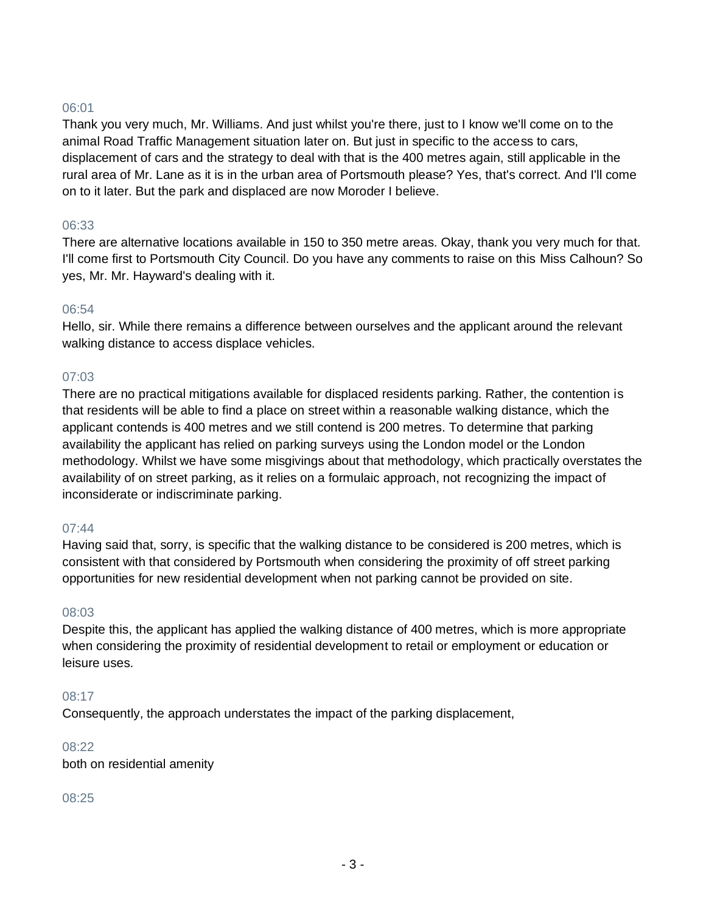06:01

Thank you very much, Mr. Williams. And just whilst you're there, just to I know we'll come on to the animal Road Traffic Management situation later on. But just in specific to the access to cars, displacement of cars and the strategy to deal with that is the 400 metres again, still applicable in the rural area of Mr. Lane as it is in the urban area of Portsmouth please? Yes, that's correct. And I'll come on to it later. But the park and displaced are now Moroder I believe.

06:33

There are alternative locations available in 150 to 350 metre areas. Okay, thank you very much for that. I'll come first to Portsmouth City Council. Do you have any comments to raise on this Miss Calhoun? So yes, Mr. Mr. Hayward's dealing with it.

06:54

Hello, sir. While there remains a difference between ourselves and the applicant around the relevant walking distance to access displace vehicles.

07:03

There are no practical mitigations available for displaced residents parking. Rather, the contention is that residents will be able to find a place on street within a reasonable walking distance, which the applicant contends is 400 metres and we still contend is 200 metres. To determine that parking availability the applicant has relied on parking surveys using the London model or the London methodology. Whilst we have some misgivings about that methodology, which practically overstates the availability of on street parking, as it relies on a formulaic approach, not recognizing the impact of inconsiderate or indiscriminate parking.

07:44

Having said that, sorry, is specific that the walking distance to be considered is 200 metres, which is consistent with that considered by Portsmouth when considering the proximity of off street parking opportunities for new residential development when not parking cannot be provided on site.

08:03

Despite this, the applicant has applied the walking distance of 400 metres, which is more appropriate when considering the proximity of residential development to retail or employment or education or leisure uses.

08:17

Consequently, the approach understates the impact of the parking displacement,

08:22

both on residential amenity

08:25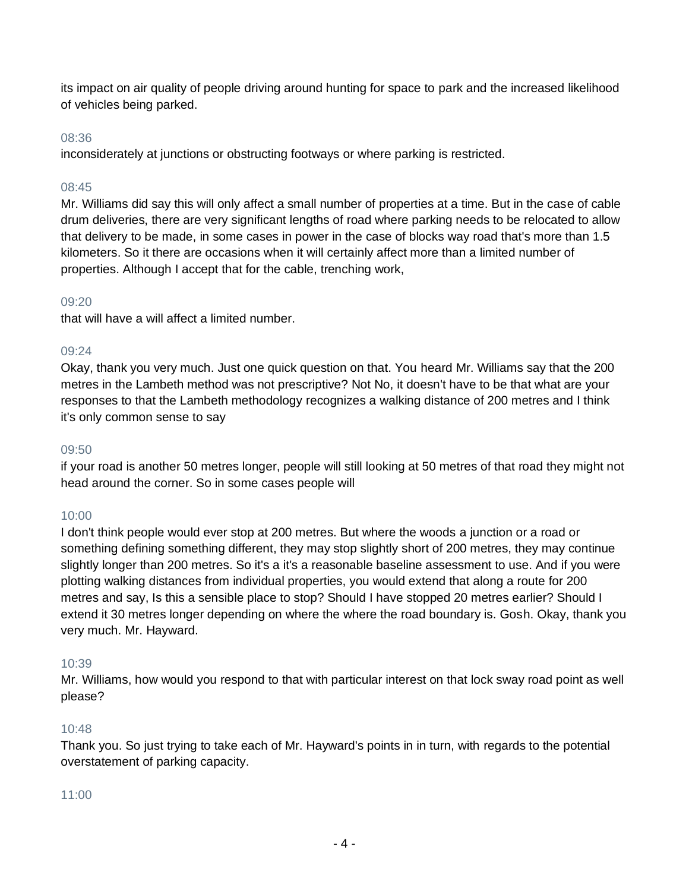its impact on air quality of people driving around hunting for space to park and the increased likelihood of vehicles being parked.

08:36

inconsiderately at junctions or obstructing footways or where parking is restricted.

08:45

Mr. Williams did say this will only affect a small number of properties at a time. But in the case of cable drum deliveries, there are very significant lengths of road where parking needs to be relocated to allow that delivery to be made, in some cases in power in the case of blocks way road that's more than 1.5 kilometers. So it there are occasions when it will certainly affect more than a limited number of properties. Although I accept that for the cable, trenching work,

09:20

that will have a will affect a limited number.

09:24

Okay, thank you very much. Just one quick question on that. You heard Mr. Williams say that the 200 metres in the Lambeth method was not prescriptive? Not No, it doesn't have to be that what are your responses to that the Lambeth methodology recognizes a walking distance of 200 metres and I think it's only common sense to say

09:50

if your road is another 50 metres longer, people will still looking at 50 metres of that road they might not head around the corner. So in some cases people will

10:00

I don't think people would ever stop at 200 metres. But where the woods a junction or a road or something defining something different, they may stop slightly short of 200 metres, they may continue slightly longer than 200 metres. So it's a it's a reasonable baseline assessment to use. And if you were plotting walking distances from individual properties, you would extend that along a route for 200 metres and say, Is this a sensible place to stop? Should I have stopped 20 metres earlier? Should I extend it 30 metres longer depending on where the where the road boundary is. Gosh. Okay, thank you very much. Mr. Hayward.

10:39

Mr. Williams, how would you respond to that with particular interest on that lock sway road point as well please?

10:48

Thank you. So just trying to take each of Mr. Hayward's points in in turn, with regards to the potential overstatement of parking capacity.

11:00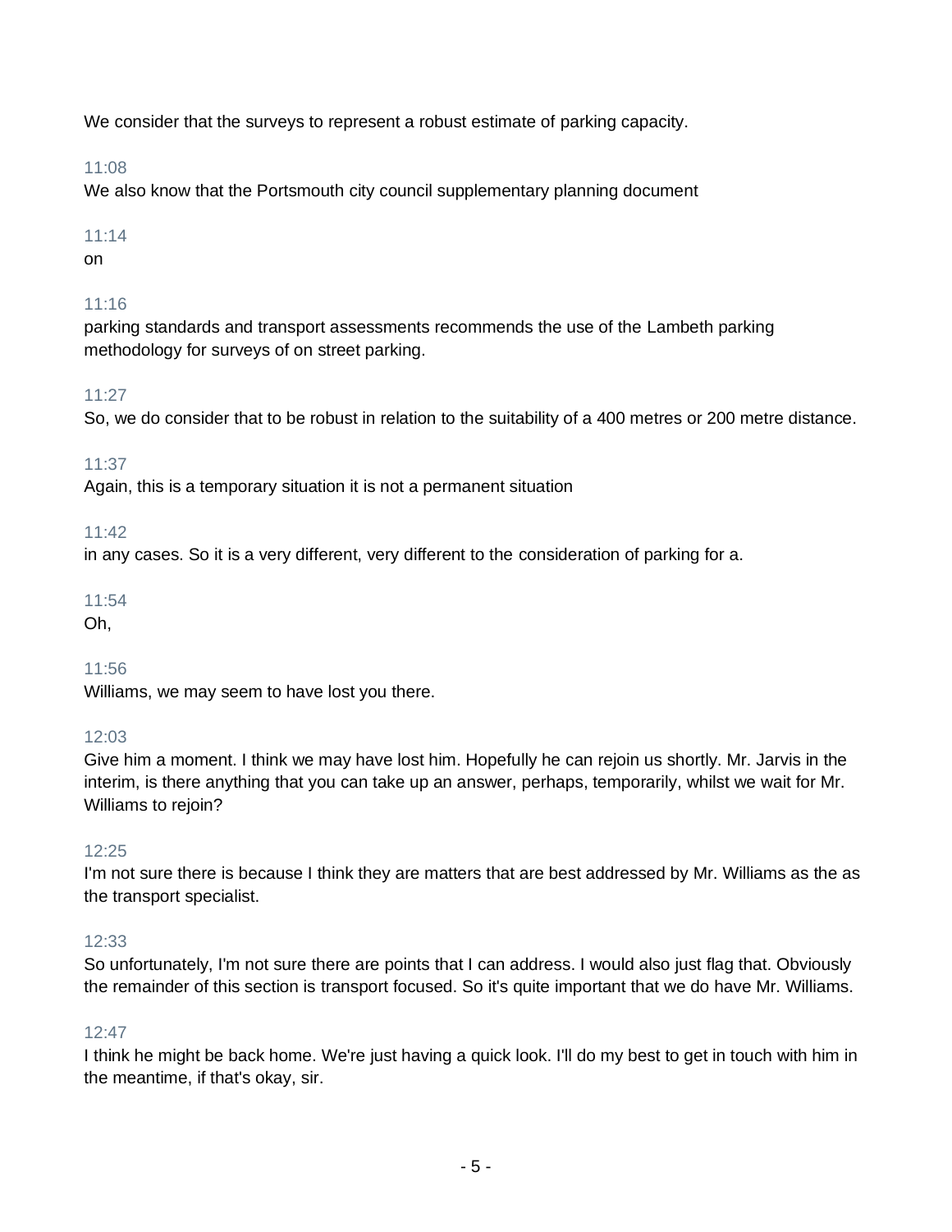We consider that the surveys to represent a robust estimate of parking capacity.

11:08
We also know that the Portsmouth city council supplementary planning document

11:14
on

11:16
parking standards and transport assessments recommends the use of the Lambeth parking methodology for surveys of on street parking.

11:27
So, we do consider that to be robust in relation to the suitability of a 400 metres or 200 metre distance.

11:37
Again, this is a temporary situation it is not a permanent situation

11:42
in any cases. So it is a very different, very different to the consideration of parking for a.

11:54
Oh,

11:56
Williams, we may seem to have lost you there.

12:03
Give him a moment. I think we may have lost him. Hopefully he can rejoin us shortly. Mr. Jarvis in the interim, is there anything that you can take up an answer, perhaps, temporarily, whilst we wait for Mr. Williams to rejoin?

12:25
I'm not sure there is because I think they are matters that are best addressed by Mr. Williams as the as the transport specialist.

12:33
So unfortunately, I'm not sure there are points that I can address. I would also just flag that. Obviously the remainder of this section is transport focused. So it's quite important that we do have Mr. Williams.

12:47
I think he might be back home. We're just having a quick look. I'll do my best to get in touch with him in the meantime, if that's okay, sir.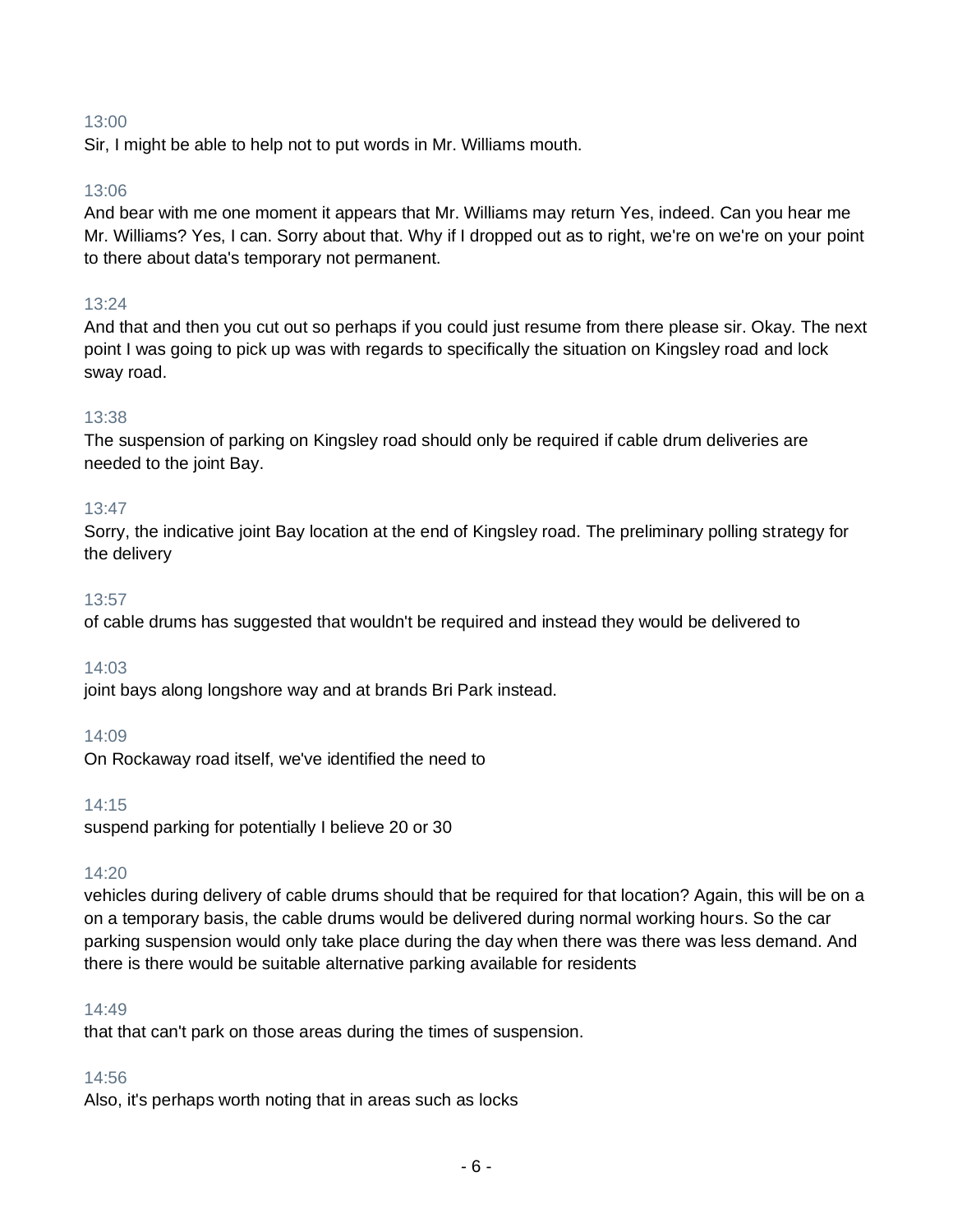13:00
Sir, I might be able to help not to put words in Mr. Williams mouth.

13:06
And bear with me one moment it appears that Mr. Williams may return Yes, indeed. Can you hear me Mr. Williams? Yes, I can. Sorry about that. Why if I dropped out as to right, we're on we're on your point to there about data's temporary not permanent.

13:24
And that and then you cut out so perhaps if you could just resume from there please sir. Okay. The next point I was going to pick up was with regards to specifically the situation on Kingsley road and lock sway road.

13:38
The suspension of parking on Kingsley road should only be required if cable drum deliveries are needed to the joint Bay.

13:47
Sorry, the indicative joint Bay location at the end of Kingsley road. The preliminary polling strategy for the delivery

13:57
of cable drums has suggested that wouldn't be required and instead they would be delivered to

14:03
joint bays along longshore way and at brands Bri Park instead.

14:09
On Rockaway road itself, we've identified the need to

14:15
suspend parking for potentially I believe 20 or 30

14:20
vehicles during delivery of cable drums should that be required for that location? Again, this will be on a on a temporary basis, the cable drums would be delivered during normal working hours. So the car parking suspension would only take place during the day when there was there was less demand. And there is there would be suitable alternative parking available for residents

14:49
that that can't park on those areas during the times of suspension.

14:56
Also, it's perhaps worth noting that in areas such as locks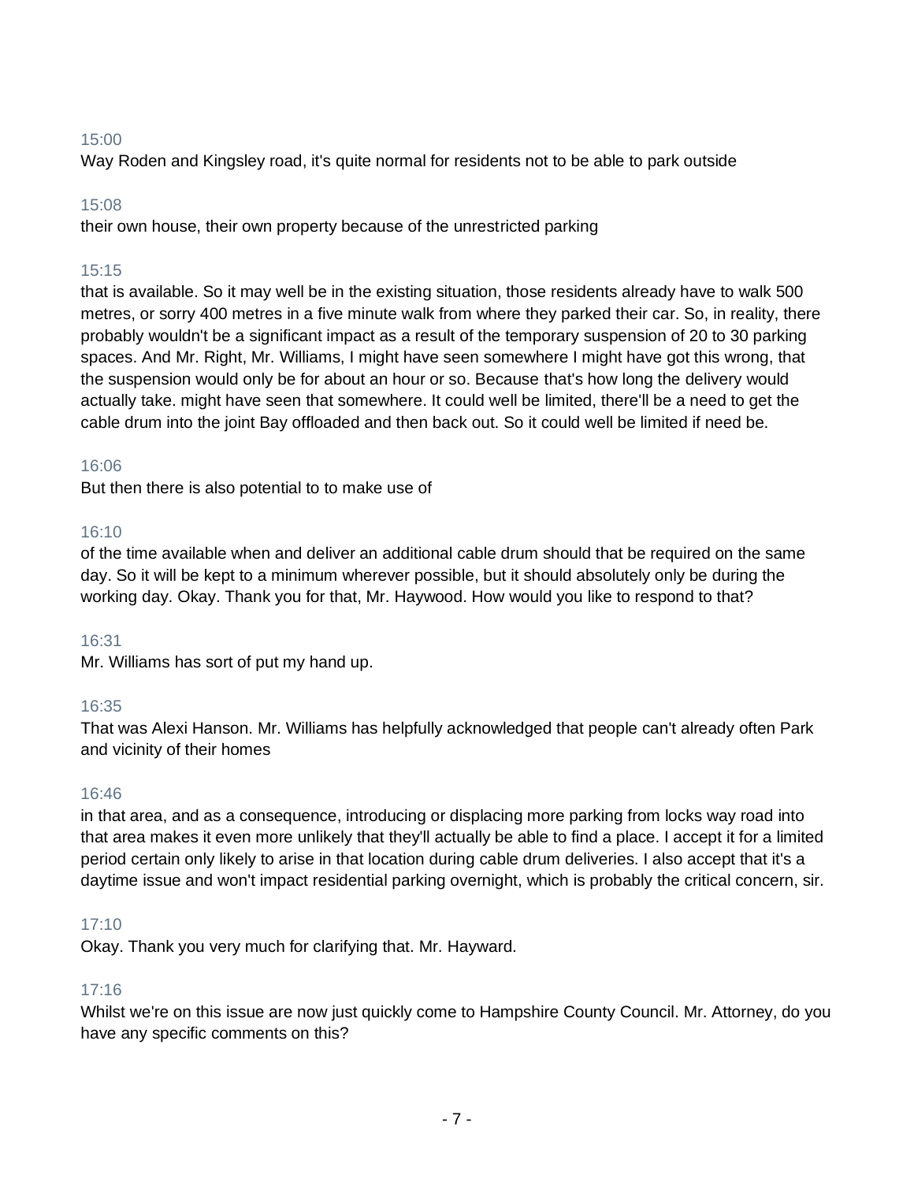15:00

Way Roden and Kingsley road, it's quite normal for residents not to be able to park outside

15:08

their own house, their own property because of the unrestricted parking

15:15

that is available. So it may well be in the existing situation, those residents already have to walk 500 metres, or sorry 400 metres in a five minute walk from where they parked their car. So, in reality, there probably wouldn't be a significant impact as a result of the temporary suspension of 20 to 30 parking spaces. And Mr. Right, Mr. Williams, I might have seen somewhere I might have got this wrong, that the suspension would only be for about an hour or so. Because that's how long the delivery would actually take. might have seen that somewhere. It could well be limited, there'll be a need to get the cable drum into the joint Bay offloaded and then back out. So it could well be limited if need be.

16:06

But then there is also potential to to make use of

16:10

of the time available when and deliver an additional cable drum should that be required on the same day. So it will be kept to a minimum wherever possible, but it should absolutely only be during the working day. Okay. Thank you for that, Mr. Haywood. How would you like to respond to that?

16:31

Mr. Williams has sort of put my hand up.

16:35

That was Alexi Hanson. Mr. Williams has helpfully acknowledged that people can't already often Park and vicinity of their homes

16:46

in that area, and as a consequence, introducing or displacing more parking from locks way road into that area makes it even more unlikely that they'll actually be able to find a place. I accept it for a limited period certain only likely to arise in that location during cable drum deliveries. I also accept that it's a daytime issue and won't impact residential parking overnight, which is probably the critical concern, sir.

17:10

Okay. Thank you very much for clarifying that. Mr. Hayward.

17:16

Whilst we're on this issue are now just quickly come to Hampshire County Council. Mr. Attorney, do you have any specific comments on this?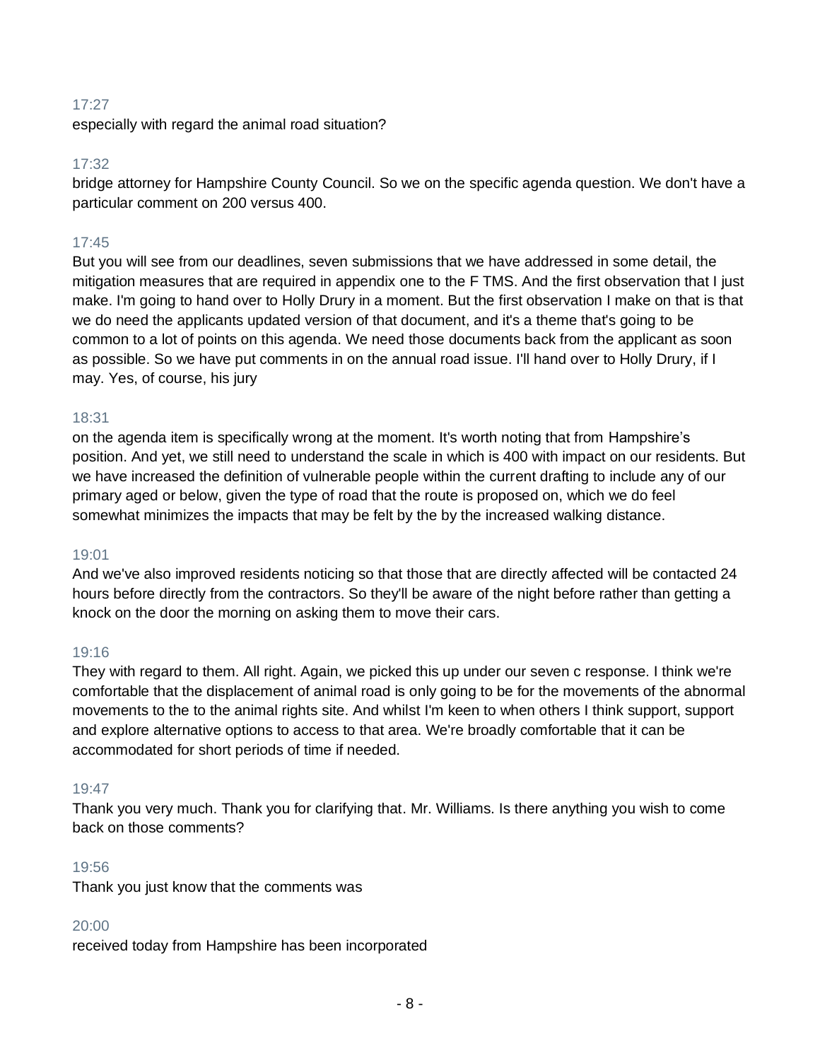17:27

especially with regard the animal road situation?

17:32

bridge attorney for Hampshire County Council. So we on the specific agenda question. We don't have a particular comment on 200 versus 400.

17:45

But you will see from our deadlines, seven submissions that we have addressed in some detail, the mitigation measures that are required in appendix one to the F TMS. And the first observation that I just make. I'm going to hand over to Holly Drury in a moment. But the first observation I make on that is that we do need the applicants updated version of that document, and it's a theme that's going to be common to a lot of points on this agenda. We need those documents back from the applicant as soon as possible. So we have put comments in on the annual road issue. I'll hand over to Holly Drury, if I may. Yes, of course, his jury

18:31

on the agenda item is specifically wrong at the moment. It's worth noting that from Hampshire's position. And yet, we still need to understand the scale in which is 400 with impact on our residents. But we have increased the definition of vulnerable people within the current drafting to include any of our primary aged or below, given the type of road that the route is proposed on, which we do feel somewhat minimizes the impacts that may be felt by the by the increased walking distance.

19:01

And we've also improved residents noticing so that those that are directly affected will be contacted 24 hours before directly from the contractors. So they'll be aware of the night before rather than getting a knock on the door the morning on asking them to move their cars.

19:16

They with regard to them. All right. Again, we picked this up under our seven c response. I think we're comfortable that the displacement of animal road is only going to be for the movements of the abnormal movements to the to the animal rights site. And whilst I'm keen to when others I think support, support and explore alternative options to access to that area. We're broadly comfortable that it can be accommodated for short periods of time if needed.

19:47

Thank you very much. Thank you for clarifying that. Mr. Williams. Is there anything you wish to come back on those comments?

19:56

Thank you just know that the comments was

20:00

received today from Hampshire has been incorporated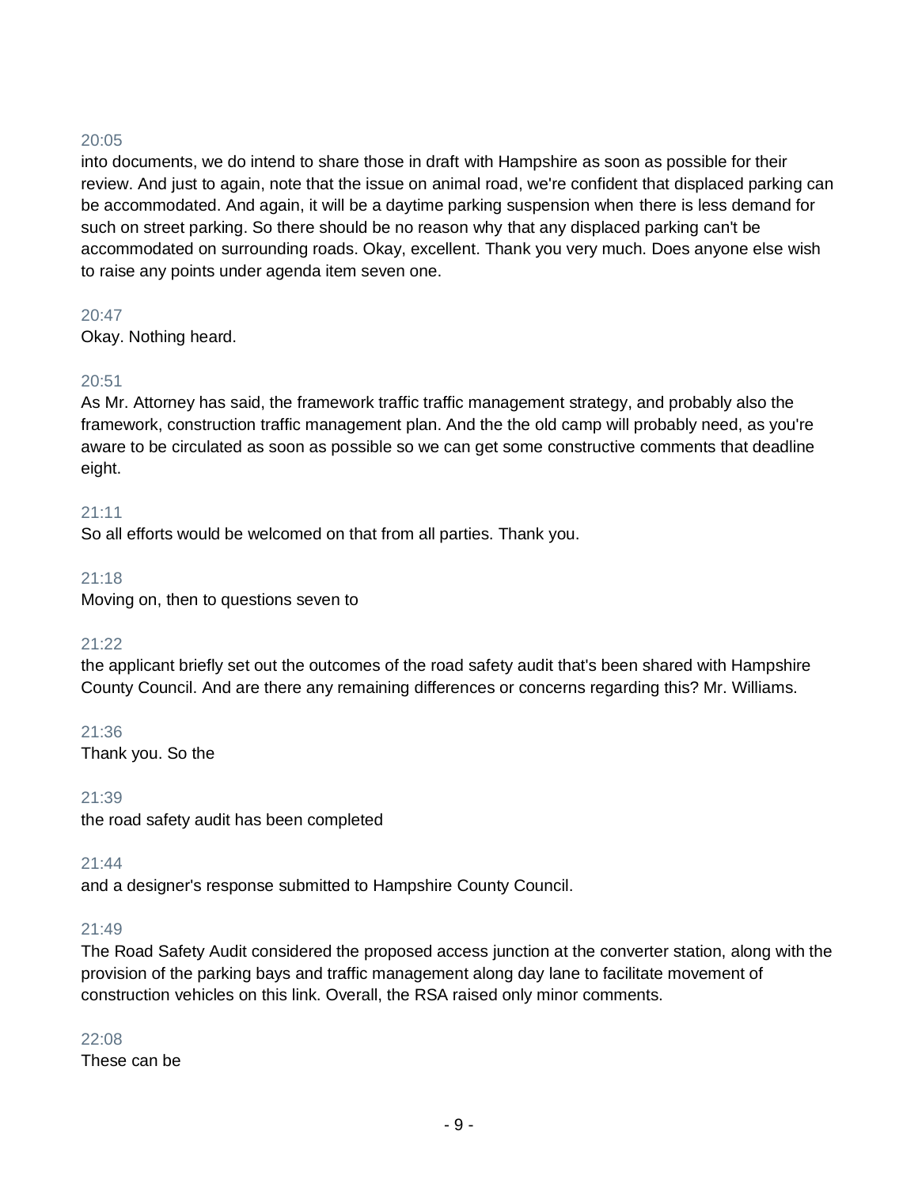20:05

into documents, we do intend to share those in draft with Hampshire as soon as possible for their review. And just to again, note that the issue on animal road, we're confident that displaced parking can be accommodated. And again, it will be a daytime parking suspension when there is less demand for such on street parking. So there should be no reason why that any displaced parking can't be accommodated on surrounding roads. Okay, excellent. Thank you very much. Does anyone else wish to raise any points under agenda item seven one.

20:47

Okay. Nothing heard.

20:51

As Mr. Attorney has said, the framework traffic traffic management strategy, and probably also the framework, construction traffic management plan. And the the old camp will probably need, as you're aware to be circulated as soon as possible so we can get some constructive comments that deadline eight.

21:11

So all efforts would be welcomed on that from all parties. Thank you.

21:18

Moving on, then to questions seven to

21:22

the applicant briefly set out the outcomes of the road safety audit that's been shared with Hampshire County Council. And are there any remaining differences or concerns regarding this? Mr. Williams.

21:36

Thank you. So the

21:39

the road safety audit has been completed

21:44

and a designer's response submitted to Hampshire County Council.

21:49

The Road Safety Audit considered the proposed access junction at the converter station, along with the provision of the parking bays and traffic management along day lane to facilitate movement of construction vehicles on this link. Overall, the RSA raised only minor comments.

22:08

These can be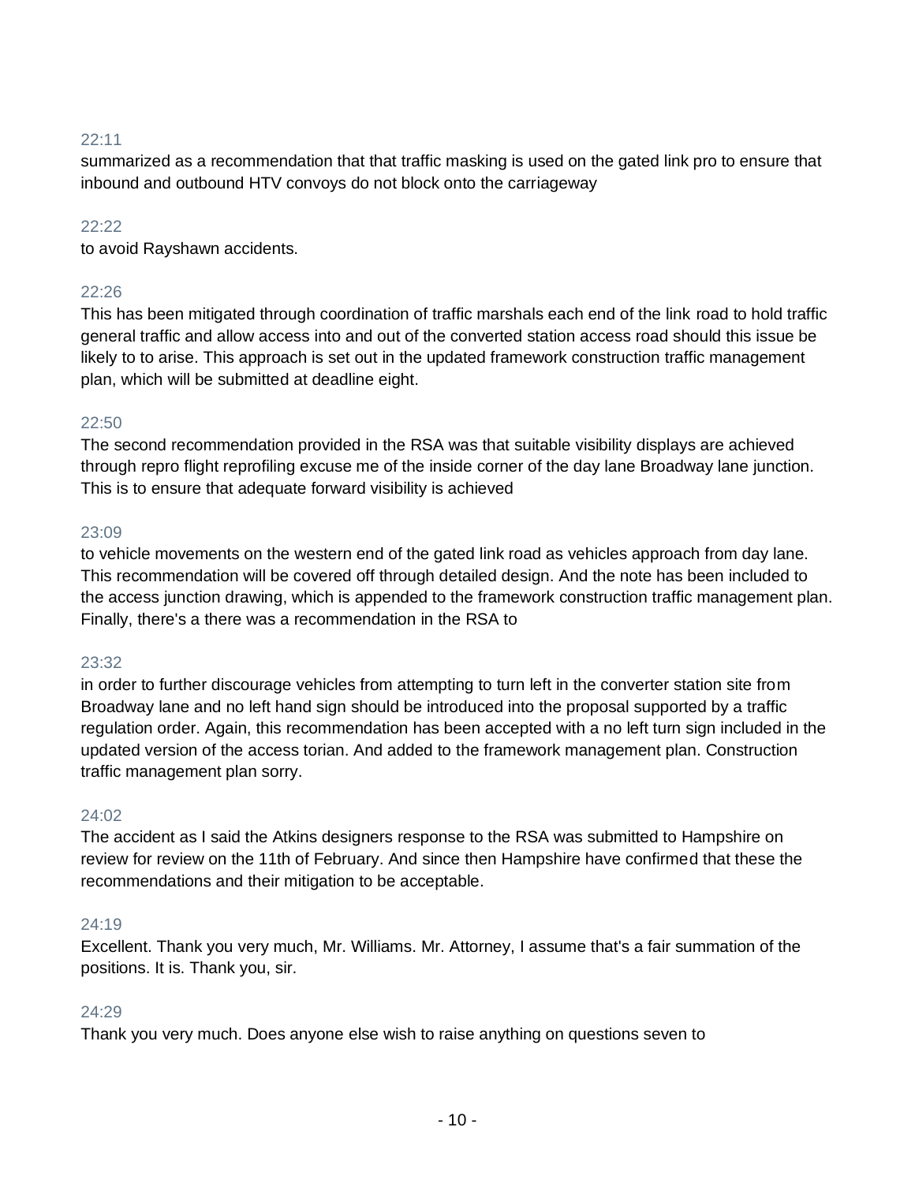22:11

summarized as a recommendation that that traffic masking is used on the gated link pro to ensure that inbound and outbound HTV convoys do not block onto the carriageway

22:22

to avoid Rayshawn accidents.

22:26

This has been mitigated through coordination of traffic marshals each end of the link road to hold traffic general traffic and allow access into and out of the converted station access road should this issue be likely to to arise. This approach is set out in the updated framework construction traffic management plan, which will be submitted at deadline eight.

22:50

The second recommendation provided in the RSA was that suitable visibility displays are achieved through repro flight reprofiling excuse me of the inside corner of the day lane Broadway lane junction. This is to ensure that adequate forward visibility is achieved

23:09

to vehicle movements on the western end of the gated link road as vehicles approach from day lane. This recommendation will be covered off through detailed design. And the note has been included to the access junction drawing, which is appended to the framework construction traffic management plan. Finally, there's a there was a recommendation in the RSA to

23:32

in order to further discourage vehicles from attempting to turn left in the converter station site from Broadway lane and no left hand sign should be introduced into the proposal supported by a traffic regulation order. Again, this recommendation has been accepted with a no left turn sign included in the updated version of the access torian. And added to the framework management plan. Construction traffic management plan sorry.

24:02

The accident as I said the Atkins designers response to the RSA was submitted to Hampshire on review for review on the 11th of February. And since then Hampshire have confirmed that these the recommendations and their mitigation to be acceptable.

24:19

Excellent. Thank you very much, Mr. Williams. Mr. Attorney, I assume that's a fair summation of the positions. It is. Thank you, sir.

24:29

Thank you very much. Does anyone else wish to raise anything on questions seven to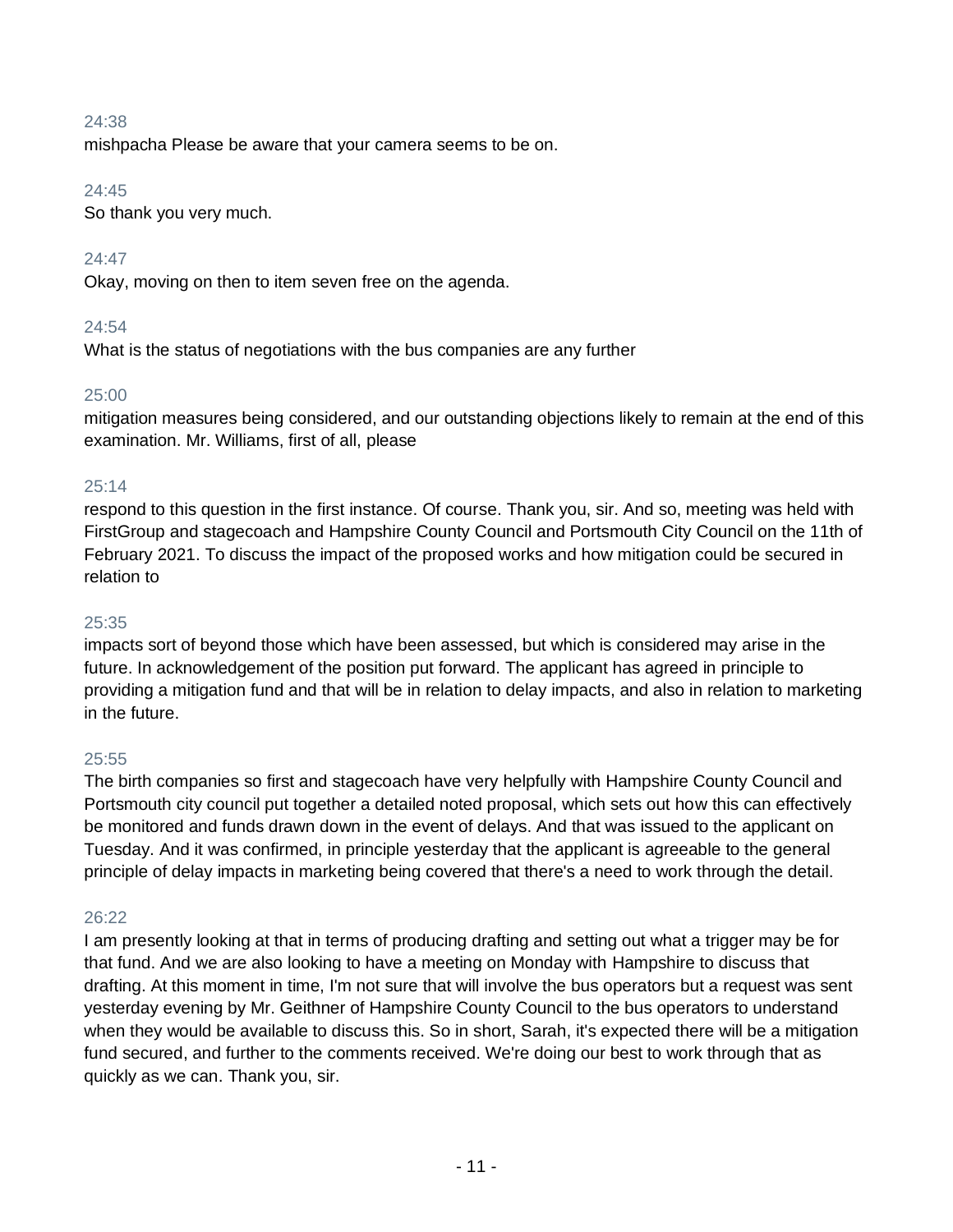24:38
mishpacha Please be aware that your camera seems to be on.

24:45
So thank you very much.

24:47
Okay, moving on then to item seven free on the agenda.

24:54
What is the status of negotiations with the bus companies are any further

25:00
mitigation measures being considered, and our outstanding objections likely to remain at the end of this examination. Mr. Williams, first of all, please

25:14
respond to this question in the first instance. Of course. Thank you, sir. And so, meeting was held with FirstGroup and stagecoach and Hampshire County Council and Portsmouth City Council on the 11th of February 2021. To discuss the impact of the proposed works and how mitigation could be secured in relation to

25:35
impacts sort of beyond those which have been assessed, but which is considered may arise in the future. In acknowledgement of the position put forward. The applicant has agreed in principle to providing a mitigation fund and that will be in relation to delay impacts, and also in relation to marketing in the future.

25:55
The birth companies so first and stagecoach have very helpfully with Hampshire County Council and Portsmouth city council put together a detailed noted proposal, which sets out how this can effectively be monitored and funds drawn down in the event of delays. And that was issued to the applicant on Tuesday. And it was confirmed, in principle yesterday that the applicant is agreeable to the general principle of delay impacts in marketing being covered that there's a need to work through the detail.

26:22
I am presently looking at that in terms of producing drafting and setting out what a trigger may be for that fund. And we are also looking to have a meeting on Monday with Hampshire to discuss that drafting. At this moment in time, I'm not sure that will involve the bus operators but a request was sent yesterday evening by Mr. Geithner of Hampshire County Council to the bus operators to understand when they would be available to discuss this. So in short, Sarah, it's expected there will be a mitigation fund secured, and further to the comments received. We're doing our best to work through that as quickly as we can. Thank you, sir.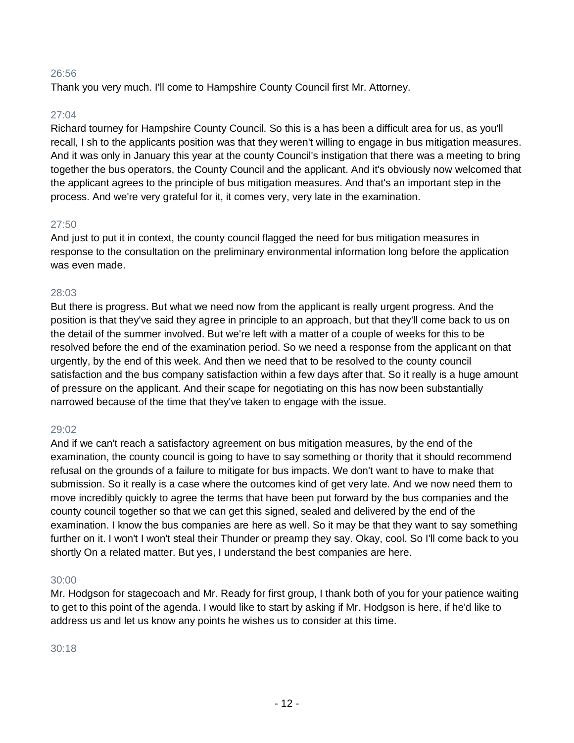26:56

Thank you very much. I'll come to Hampshire County Council first Mr. Attorney.

27:04

Richard tourney for Hampshire County Council. So this is a has been a difficult area for us, as you'll recall, I sh to the applicants position was that they weren't willing to engage in bus mitigation measures. And it was only in January this year at the county Council's instigation that there was a meeting to bring together the bus operators, the County Council and the applicant. And it's obviously now welcomed that the applicant agrees to the principle of bus mitigation measures. And that's an important step in the process. And we're very grateful for it, it comes very, very late in the examination.

27:50

And just to put it in context, the county council flagged the need for bus mitigation measures in response to the consultation on the preliminary environmental information long before the application was even made.

28:03

But there is progress. But what we need now from the applicant is really urgent progress. And the position is that they've said they agree in principle to an approach, but that they'll come back to us on the detail of the summer involved. But we're left with a matter of a couple of weeks for this to be resolved before the end of the examination period. So we need a response from the applicant on that urgently, by the end of this week. And then we need that to be resolved to the county council satisfaction and the bus company satisfaction within a few days after that. So it really is a huge amount of pressure on the applicant. And their scape for negotiating on this has now been substantially narrowed because of the time that they've taken to engage with the issue.

29:02

And if we can't reach a satisfactory agreement on bus mitigation measures, by the end of the examination, the county council is going to have to say something or thority that it should recommend refusal on the grounds of a failure to mitigate for bus impacts. We don't want to have to make that submission. So it really is a case where the outcomes kind of get very late. And we now need them to move incredibly quickly to agree the terms that have been put forward by the bus companies and the county council together so that we can get this signed, sealed and delivered by the end of the examination. I know the bus companies are here as well. So it may be that they want to say something further on it. I won't I won't steal their Thunder or preamp they say. Okay, cool. So I'll come back to you shortly On a related matter. But yes, I understand the best companies are here.

30:00

Mr. Hodgson for stagecoach and Mr. Ready for first group, I thank both of you for your patience waiting to get to this point of the agenda. I would like to start by asking if Mr. Hodgson is here, if he'd like to address us and let us know any points he wishes us to consider at this time.

30:18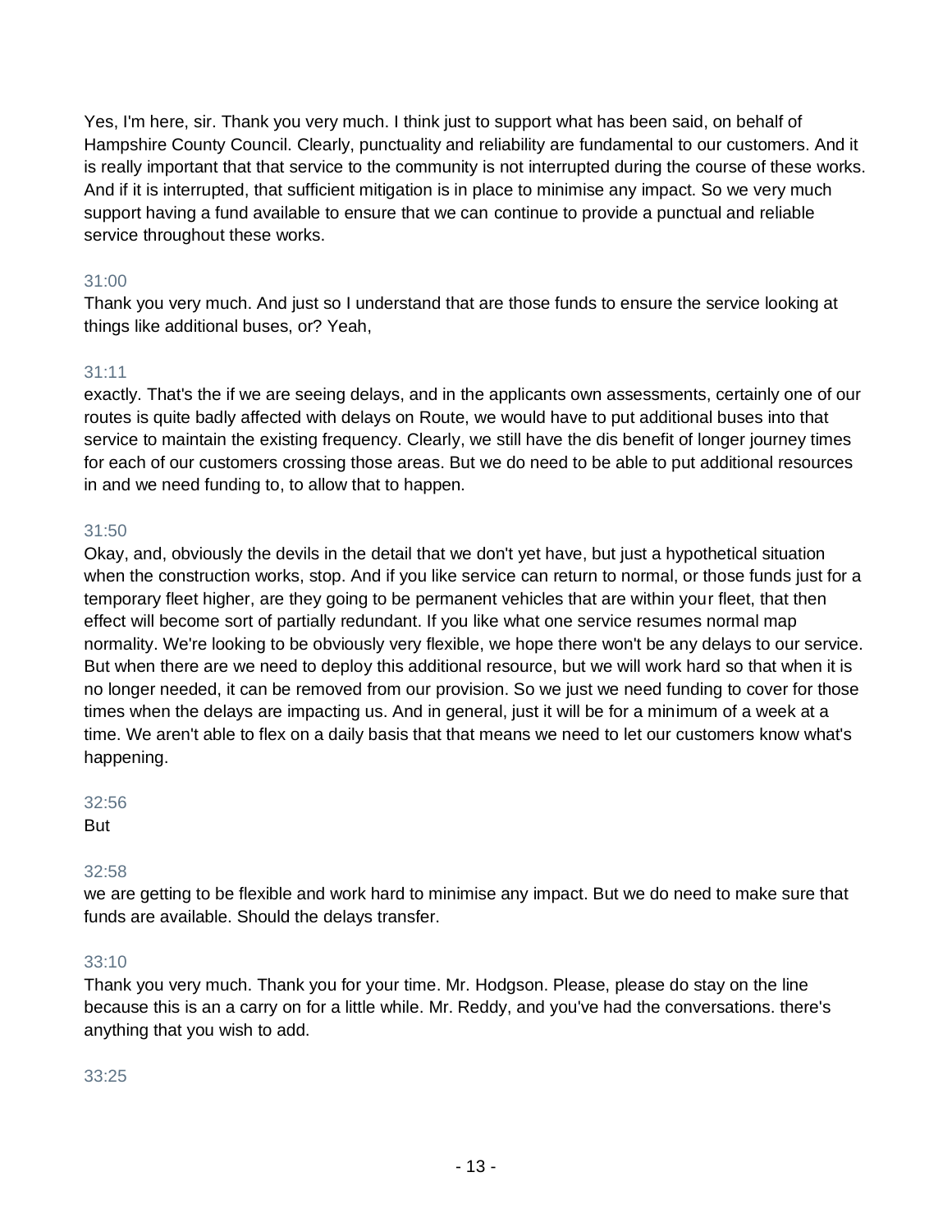Yes, I'm here, sir. Thank you very much. I think just to support what has been said, on behalf of Hampshire County Council. Clearly, punctuality and reliability are fundamental to our customers. And it is really important that that service to the community is not interrupted during the course of these works. And if it is interrupted, that sufficient mitigation is in place to minimise any impact. So we very much support having a fund available to ensure that we can continue to provide a punctual and reliable service throughout these works.

31:00
Thank you very much. And just so I understand that are those funds to ensure the service looking at things like additional buses, or? Yeah,

31:11
exactly. That's the if we are seeing delays, and in the applicants own assessments, certainly one of our routes is quite badly affected with delays on Route, we would have to put additional buses into that service to maintain the existing frequency. Clearly, we still have the dis benefit of longer journey times for each of our customers crossing those areas. But we do need to be able to put additional resources in and we need funding to, to allow that to happen.

31:50
Okay, and, obviously the devils in the detail that we don't yet have, but just a hypothetical situation when the construction works, stop. And if you like service can return to normal, or those funds just for a temporary fleet higher, are they going to be permanent vehicles that are within your fleet, that then effect will become sort of partially redundant. If you like what one service resumes normal map normality. We're looking to be obviously very flexible, we hope there won't be any delays to our service. But when there are we need to deploy this additional resource, but we will work hard so that when it is no longer needed, it can be removed from our provision. So we just we need funding to cover for those times when the delays are impacting us. And in general, just it will be for a minimum of a week at a time. We aren't able to flex on a daily basis that that means we need to let our customers know what's happening.

32:56
But

32:58
we are getting to be flexible and work hard to minimise any impact. But we do need to make sure that funds are available. Should the delays transfer.

33:10
Thank you very much. Thank you for your time. Mr. Hodgson. Please, please do stay on the line because this is an a carry on for a little while. Mr. Reddy, and you've had the conversations. there's anything that you wish to add.

33:25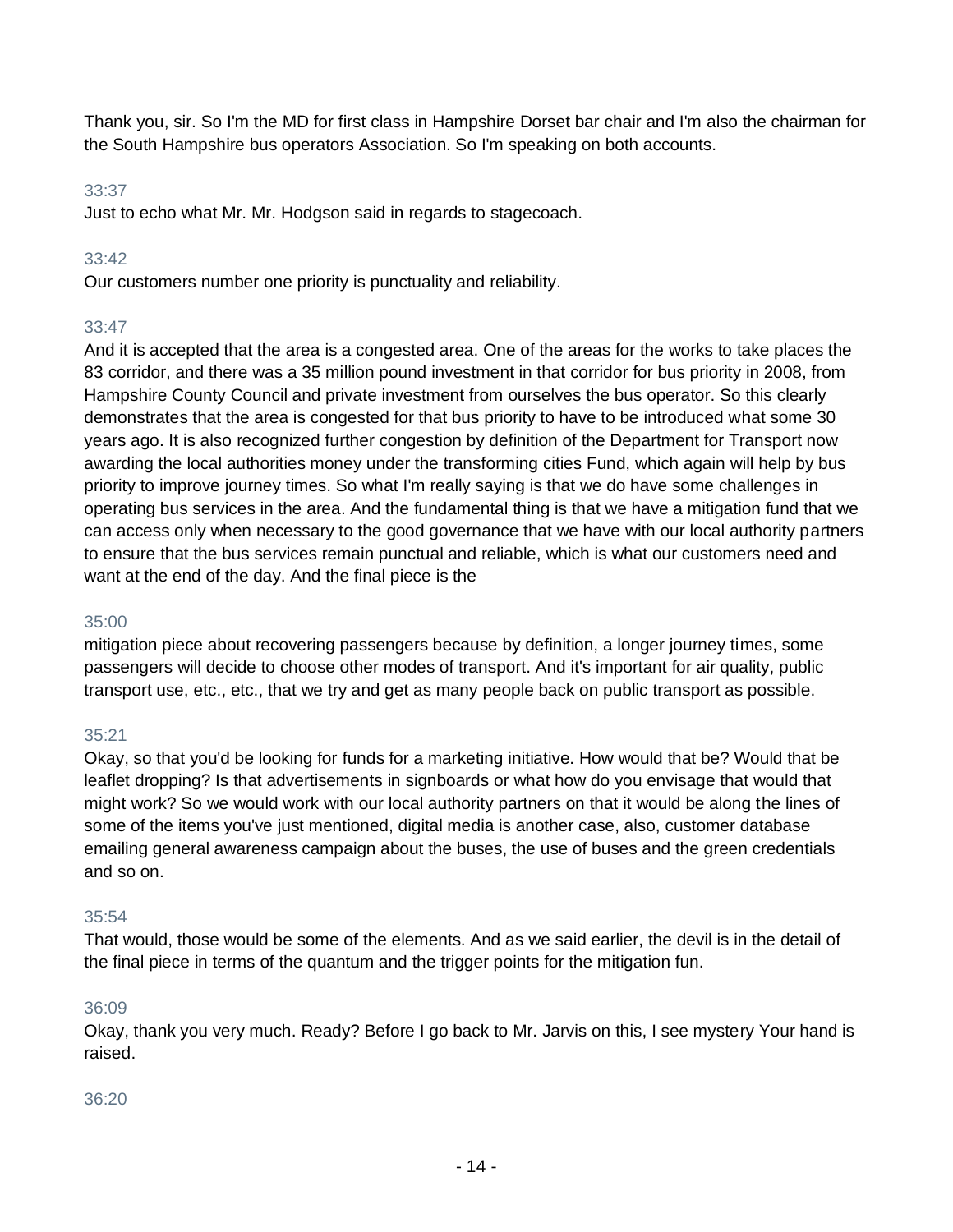Thank you, sir. So I'm the MD for first class in Hampshire Dorset bar chair and I'm also the chairman for the South Hampshire bus operators Association. So I'm speaking on both accounts.

33:37

Just to echo what Mr. Mr. Hodgson said in regards to stagecoach.

33:42

Our customers number one priority is punctuality and reliability.

33:47

And it is accepted that the area is a congested area. One of the areas for the works to take places the 83 corridor, and there was a 35 million pound investment in that corridor for bus priority in 2008, from Hampshire County Council and private investment from ourselves the bus operator. So this clearly demonstrates that the area is congested for that bus priority to have to be introduced what some 30 years ago. It is also recognized further congestion by definition of the Department for Transport now awarding the local authorities money under the transforming cities Fund, which again will help by bus priority to improve journey times. So what I'm really saying is that we do have some challenges in operating bus services in the area. And the fundamental thing is that we have a mitigation fund that we can access only when necessary to the good governance that we have with our local authority partners to ensure that the bus services remain punctual and reliable, which is what our customers need and want at the end of the day. And the final piece is the

35:00

mitigation piece about recovering passengers because by definition, a longer journey times, some passengers will decide to choose other modes of transport. And it's important for air quality, public transport use, etc., etc., that we try and get as many people back on public transport as possible.

35:21

Okay, so that you'd be looking for funds for a marketing initiative. How would that be? Would that be leaflet dropping? Is that advertisements in signboards or what how do you envisage that would that might work? So we would work with our local authority partners on that it would be along the lines of some of the items you've just mentioned, digital media is another case, also, customer database emailing general awareness campaign about the buses, the use of buses and the green credentials and so on.

35:54

That would, those would be some of the elements. And as we said earlier, the devil is in the detail of the final piece in terms of the quantum and the trigger points for the mitigation fun.

36:09

Okay, thank you very much. Ready? Before I go back to Mr. Jarvis on this, I see mystery Your hand is raised.

36:20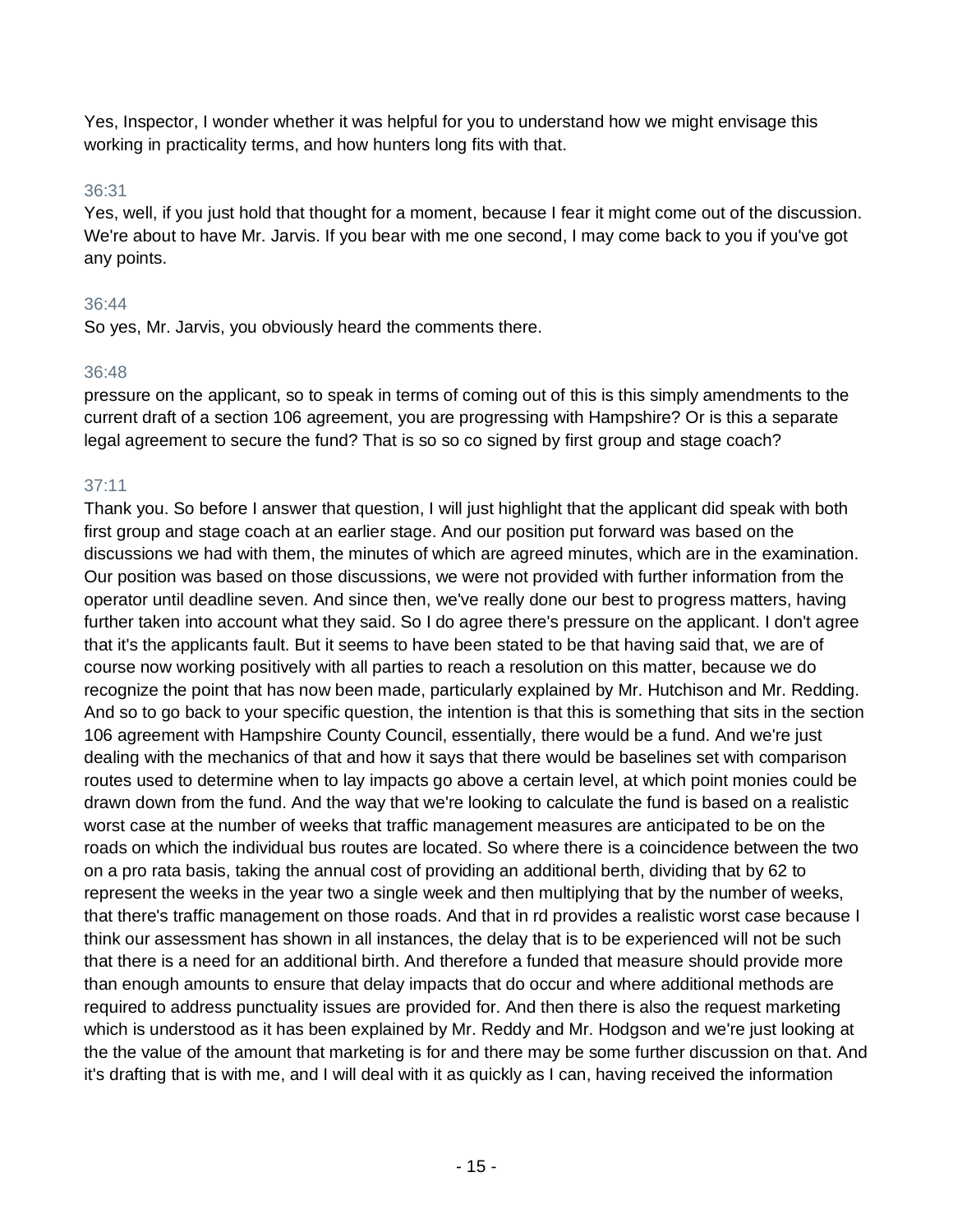Yes, Inspector, I wonder whether it was helpful for you to understand how we might envisage this working in practicality terms, and how hunters long fits with that.

36:31

Yes, well, if you just hold that thought for a moment, because I fear it might come out of the discussion. We're about to have Mr. Jarvis. If you bear with me one second, I may come back to you if you've got any points.

36:44

So yes, Mr. Jarvis, you obviously heard the comments there.

36:48

pressure on the applicant, so to speak in terms of coming out of this is this simply amendments to the current draft of a section 106 agreement, you are progressing with Hampshire? Or is this a separate legal agreement to secure the fund? That is so so co signed by first group and stage coach?

37:11

Thank you. So before I answer that question, I will just highlight that the applicant did speak with both first group and stage coach at an earlier stage. And our position put forward was based on the discussions we had with them, the minutes of which are agreed minutes, which are in the examination. Our position was based on those discussions, we were not provided with further information from the operator until deadline seven. And since then, we've really done our best to progress matters, having further taken into account what they said. So I do agree there's pressure on the applicant. I don't agree that it's the applicants fault. But it seems to have been stated to be that having said that, we are of course now working positively with all parties to reach a resolution on this matter, because we do recognize the point that has now been made, particularly explained by Mr. Hutchison and Mr. Redding. And so to go back to your specific question, the intention is that this is something that sits in the section 106 agreement with Hampshire County Council, essentially, there would be a fund. And we're just dealing with the mechanics of that and how it says that there would be baselines set with comparison routes used to determine when to lay impacts go above a certain level, at which point monies could be drawn down from the fund. And the way that we're looking to calculate the fund is based on a realistic worst case at the number of weeks that traffic management measures are anticipated to be on the roads on which the individual bus routes are located. So where there is a coincidence between the two on a pro rata basis, taking the annual cost of providing an additional berth, dividing that by 62 to represent the weeks in the year two a single week and then multiplying that by the number of weeks, that there's traffic management on those roads. And that in rd provides a realistic worst case because I think our assessment has shown in all instances, the delay that is to be experienced will not be such that there is a need for an additional birth. And therefore a funded that measure should provide more than enough amounts to ensure that delay impacts that do occur and where additional methods are required to address punctuality issues are provided for. And then there is also the request marketing which is understood as it has been explained by Mr. Reddy and Mr. Hodgson and we're just looking at the the value of the amount that marketing is for and there may be some further discussion on that. And it's drafting that is with me, and I will deal with it as quickly as I can, having received the information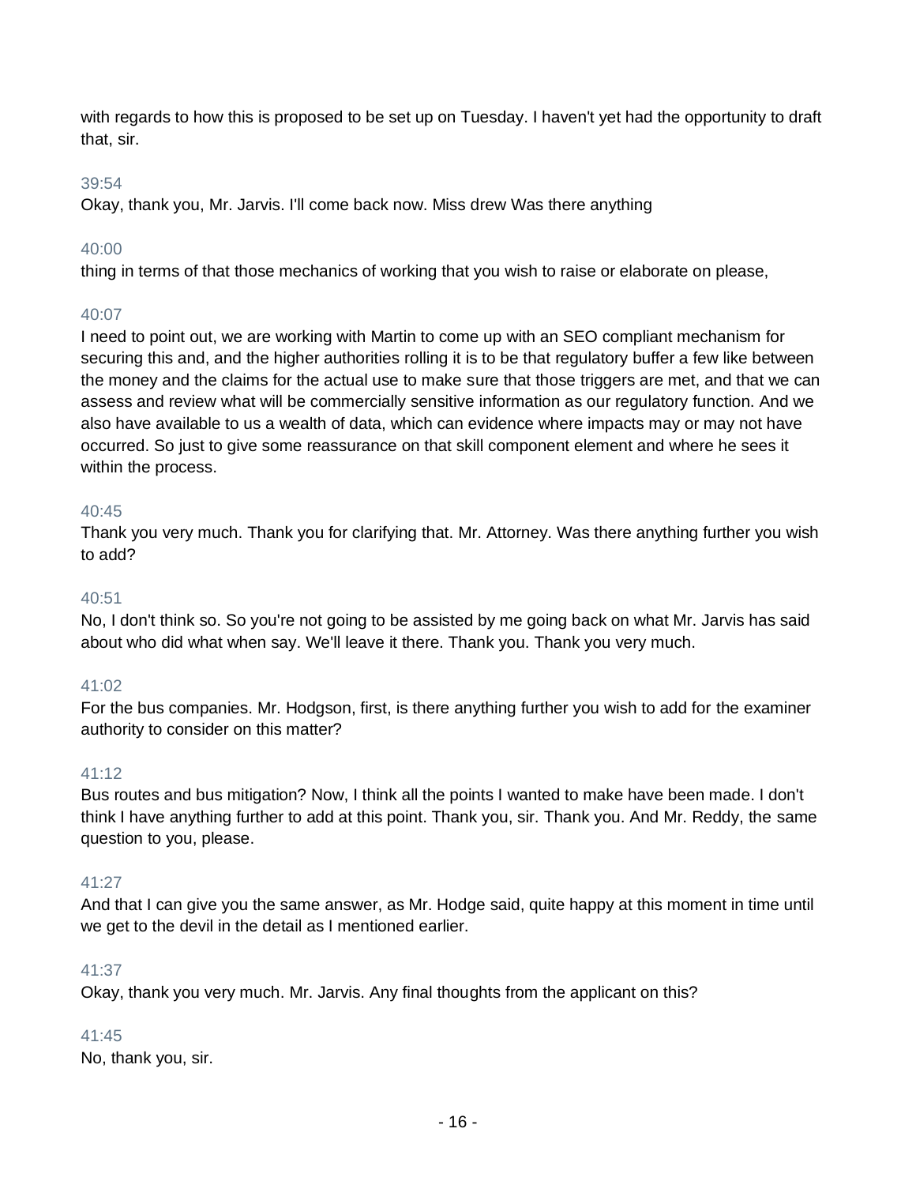with regards to how this is proposed to be set up on Tuesday. I haven't yet had the opportunity to draft that, sir.

39:54

Okay, thank you, Mr. Jarvis. I'll come back now. Miss drew Was there anything

40:00

thing in terms of that those mechanics of working that you wish to raise or elaborate on please,

40:07

I need to point out, we are working with Martin to come up with an SEO compliant mechanism for securing this and, and the higher authorities rolling it is to be that regulatory buffer a few like between the money and the claims for the actual use to make sure that those triggers are met, and that we can assess and review what will be commercially sensitive information as our regulatory function. And we also have available to us a wealth of data, which can evidence where impacts may or may not have occurred. So just to give some reassurance on that skill component element and where he sees it within the process.

40:45

Thank you very much. Thank you for clarifying that. Mr. Attorney. Was there anything further you wish to add?

40:51

No, I don't think so. So you're not going to be assisted by me going back on what Mr. Jarvis has said about who did what when say. We'll leave it there. Thank you. Thank you very much.

41:02

For the bus companies. Mr. Hodgson, first, is there anything further you wish to add for the examiner authority to consider on this matter?

41:12

Bus routes and bus mitigation? Now, I think all the points I wanted to make have been made. I don't think I have anything further to add at this point. Thank you, sir. Thank you. And Mr. Reddy, the same question to you, please.

41:27

And that I can give you the same answer, as Mr. Hodge said, quite happy at this moment in time until we get to the devil in the detail as I mentioned earlier.

41:37

Okay, thank you very much. Mr. Jarvis. Any final thoughts from the applicant on this?

41:45

No, thank you, sir.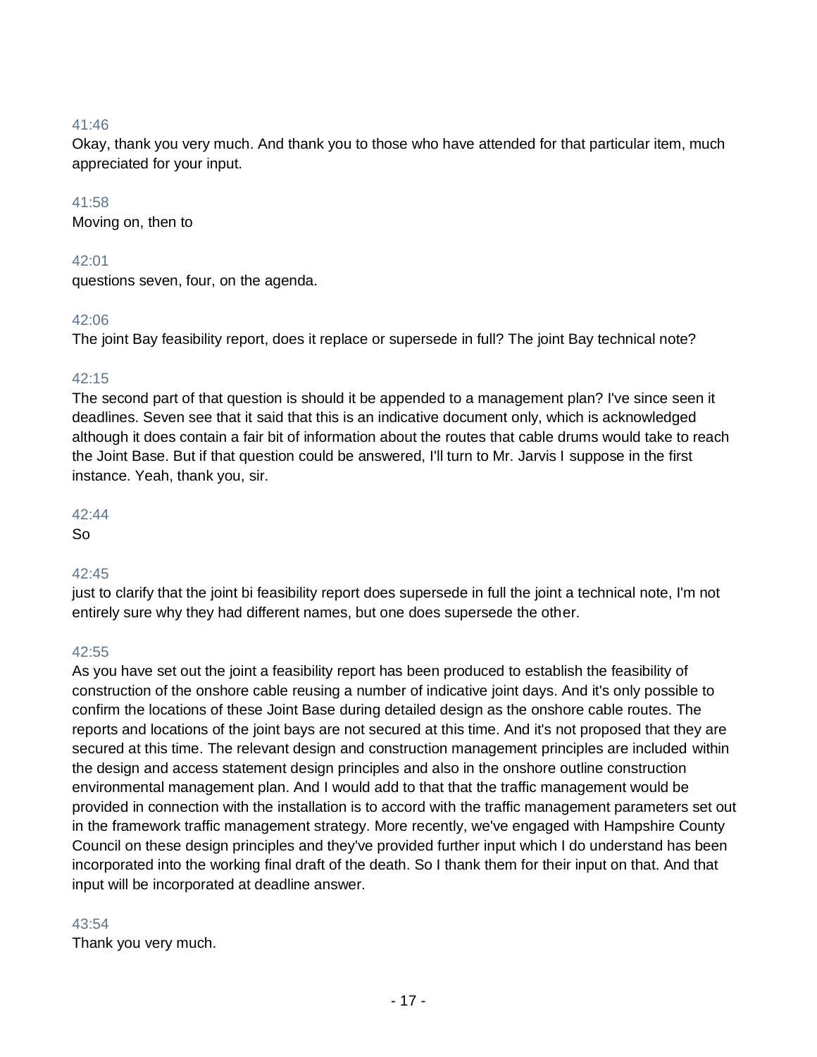41:46
Okay, thank you very much. And thank you to those who have attended for that particular item, much appreciated for your input.

41:58
Moving on, then to

42:01
questions seven, four, on the agenda.

42:06
The joint Bay feasibility report, does it replace or supersede in full? The joint Bay technical note?

42:15
The second part of that question is should it be appended to a management plan? I've since seen it deadlines. Seven see that it said that this is an indicative document only, which is acknowledged although it does contain a fair bit of information about the routes that cable drums would take to reach the Joint Base. But if that question could be answered, I'll turn to Mr. Jarvis I suppose in the first instance. Yeah, thank you, sir.

42:44
So

42:45
just to clarify that the joint bi feasibility report does supersede in full the joint a technical note, I'm not entirely sure why they had different names, but one does supersede the other.

42:55
As you have set out the joint a feasibility report has been produced to establish the feasibility of construction of the onshore cable reusing a number of indicative joint days. And it's only possible to confirm the locations of these Joint Base during detailed design as the onshore cable routes. The reports and locations of the joint bays are not secured at this time. And it's not proposed that they are secured at this time. The relevant design and construction management principles are included within the design and access statement design principles and also in the onshore outline construction environmental management plan. And I would add to that that the traffic management would be provided in connection with the installation is to accord with the traffic management parameters set out in the framework traffic management strategy. More recently, we've engaged with Hampshire County Council on these design principles and they've provided further input which I do understand has been incorporated into the working final draft of the death. So I thank them for their input on that. And that input will be incorporated at deadline answer.

43:54
Thank you very much.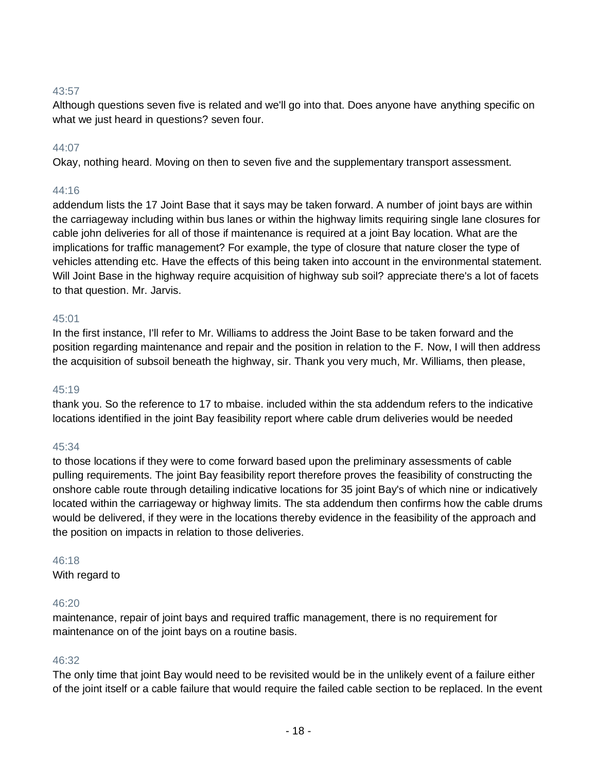43:57

Although questions seven five is related and we'll go into that. Does anyone have anything specific on what we just heard in questions? seven four.

44:07

Okay, nothing heard. Moving on then to seven five and the supplementary transport assessment.

44:16

addendum lists the 17 Joint Base that it says may be taken forward. A number of joint bays are within the carriageway including within bus lanes or within the highway limits requiring single lane closures for cable john deliveries for all of those if maintenance is required at a joint Bay location. What are the implications for traffic management? For example, the type of closure that nature closer the type of vehicles attending etc. Have the effects of this being taken into account in the environmental statement. Will Joint Base in the highway require acquisition of highway sub soil? appreciate there's a lot of facets to that question. Mr. Jarvis.

45:01

In the first instance, I'll refer to Mr. Williams to address the Joint Base to be taken forward and the position regarding maintenance and repair and the position in relation to the F. Now, I will then address the acquisition of subsoil beneath the highway, sir. Thank you very much, Mr. Williams, then please,

45:19

thank you. So the reference to 17 to mbaise. included within the sta addendum refers to the indicative locations identified in the joint Bay feasibility report where cable drum deliveries would be needed

45:34

to those locations if they were to come forward based upon the preliminary assessments of cable pulling requirements. The joint Bay feasibility report therefore proves the feasibility of constructing the onshore cable route through detailing indicative locations for 35 joint Bay's of which nine or indicatively located within the carriageway or highway limits. The sta addendum then confirms how the cable drums would be delivered, if they were in the locations thereby evidence in the feasibility of the approach and the position on impacts in relation to those deliveries.

46:18

With regard to

46:20

maintenance, repair of joint bays and required traffic management, there is no requirement for maintenance on of the joint bays on a routine basis.

46:32

The only time that joint Bay would need to be revisited would be in the unlikely event of a failure either of the joint itself or a cable failure that would require the failed cable section to be replaced. In the event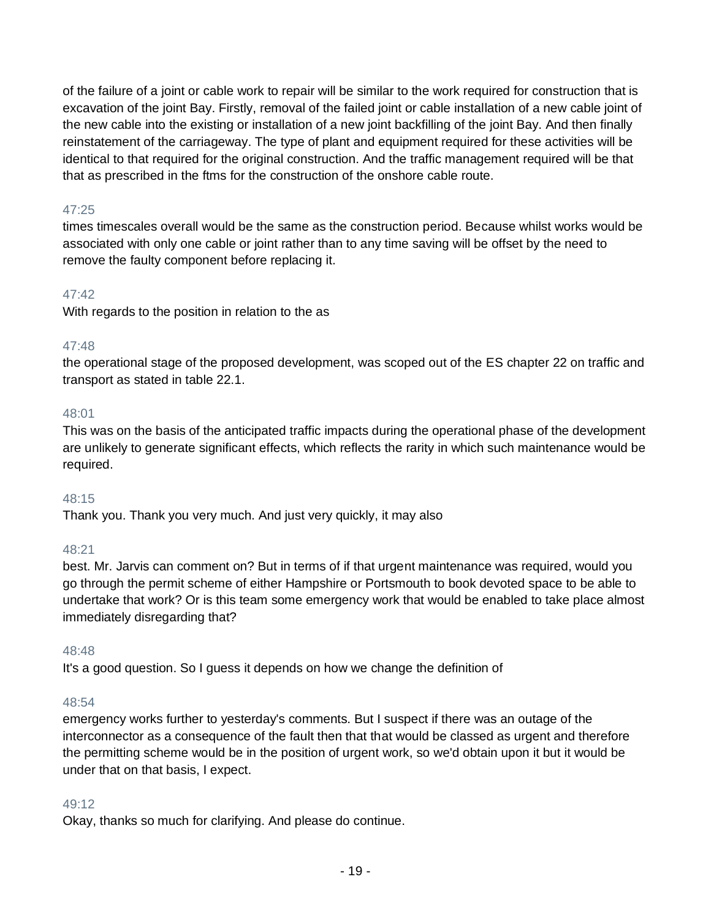of the failure of a joint or cable work to repair will be similar to the work required for construction that is excavation of the joint Bay. Firstly, removal of the failed joint or cable installation of a new cable joint of the new cable into the existing or installation of a new joint backfilling of the joint Bay. And then finally reinstatement of the carriageway. The type of plant and equipment required for these activities will be identical to that required for the original construction. And the traffic management required will be that that as prescribed in the ftms for the construction of the onshore cable route.

47:25

times timescales overall would be the same as the construction period. Because whilst works would be associated with only one cable or joint rather than to any time saving will be offset by the need to remove the faulty component before replacing it.

47:42

With regards to the position in relation to the as

47:48

the operational stage of the proposed development, was scoped out of the ES chapter 22 on traffic and transport as stated in table 22.1.

48:01

This was on the basis of the anticipated traffic impacts during the operational phase of the development are unlikely to generate significant effects, which reflects the rarity in which such maintenance would be required.

48:15

Thank you. Thank you very much. And just very quickly, it may also

48:21

best. Mr. Jarvis can comment on? But in terms of if that urgent maintenance was required, would you go through the permit scheme of either Hampshire or Portsmouth to book devoted space to be able to undertake that work? Or is this team some emergency work that would be enabled to take place almost immediately disregarding that?

48:48

It's a good question. So I guess it depends on how we change the definition of

48:54

emergency works further to yesterday's comments. But I suspect if there was an outage of the interconnector as a consequence of the fault then that that would be classed as urgent and therefore the permitting scheme would be in the position of urgent work, so we'd obtain upon it but it would be under that on that basis, I expect.

49:12

Okay, thanks so much for clarifying. And please do continue.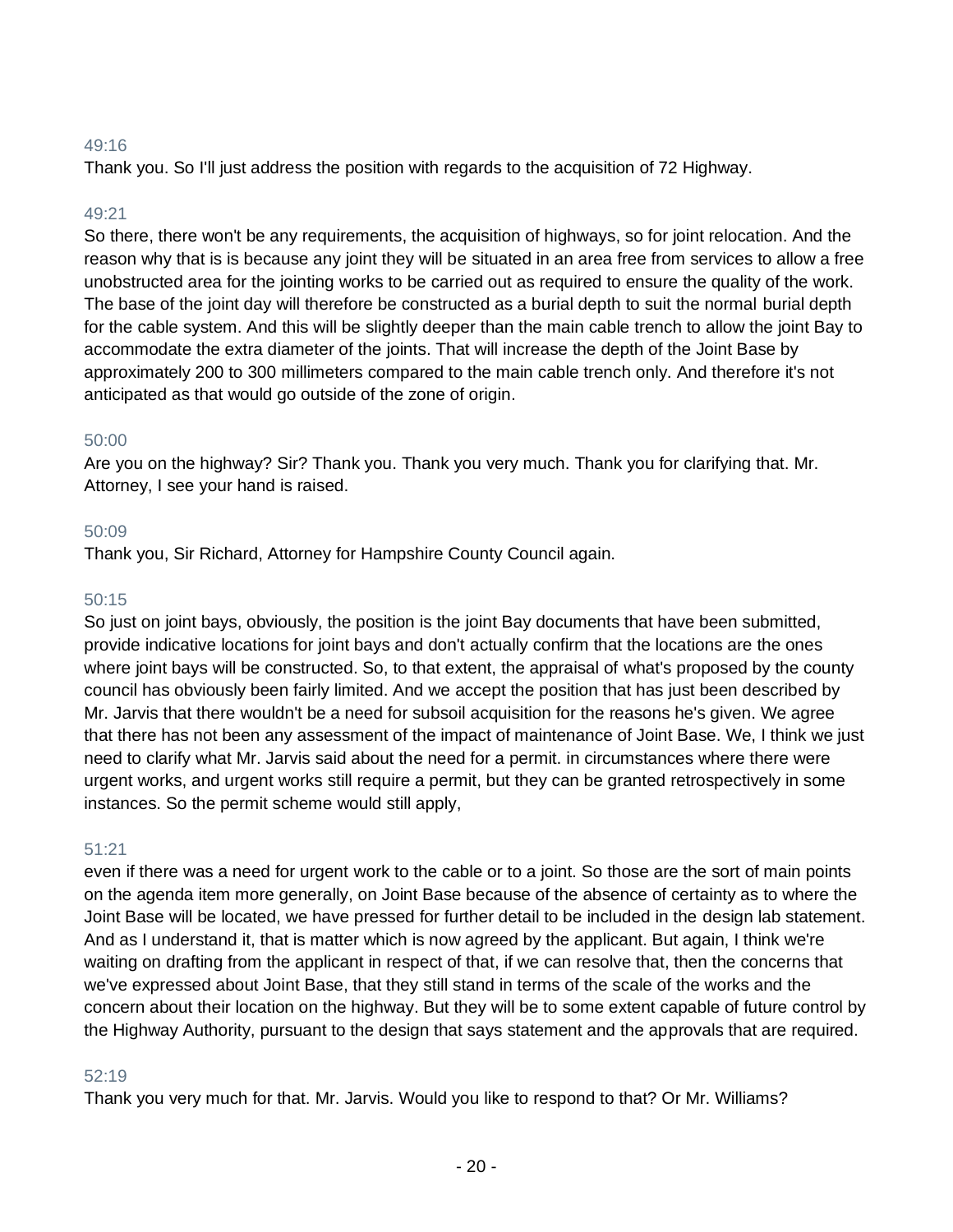49:16

Thank you. So I'll just address the position with regards to the acquisition of 72 Highway.

49:21

So there, there won't be any requirements, the acquisition of highways, so for joint relocation. And the reason why that is is because any joint they will be situated in an area free from services to allow a free unobstructed area for the jointing works to be carried out as required to ensure the quality of the work. The base of the joint day will therefore be constructed as a burial depth to suit the normal burial depth for the cable system. And this will be slightly deeper than the main cable trench to allow the joint Bay to accommodate the extra diameter of the joints. That will increase the depth of the Joint Base by approximately 200 to 300 millimeters compared to the main cable trench only. And therefore it's not anticipated as that would go outside of the zone of origin.

50:00

Are you on the highway? Sir? Thank you. Thank you very much. Thank you for clarifying that. Mr. Attorney, I see your hand is raised.

50:09

Thank you, Sir Richard, Attorney for Hampshire County Council again.

50:15

So just on joint bays, obviously, the position is the joint Bay documents that have been submitted, provide indicative locations for joint bays and don't actually confirm that the locations are the ones where joint bays will be constructed. So, to that extent, the appraisal of what's proposed by the county council has obviously been fairly limited. And we accept the position that has just been described by Mr. Jarvis that there wouldn't be a need for subsoil acquisition for the reasons he's given. We agree that there has not been any assessment of the impact of maintenance of Joint Base. We, I think we just need to clarify what Mr. Jarvis said about the need for a permit. in circumstances where there were urgent works, and urgent works still require a permit, but they can be granted retrospectively in some instances. So the permit scheme would still apply,

51:21

even if there was a need for urgent work to the cable or to a joint. So those are the sort of main points on the agenda item more generally, on Joint Base because of the absence of certainty as to where the Joint Base will be located, we have pressed for further detail to be included in the design lab statement. And as I understand it, that is matter which is now agreed by the applicant. But again, I think we're waiting on drafting from the applicant in respect of that, if we can resolve that, then the concerns that we've expressed about Joint Base, that they still stand in terms of the scale of the works and the concern about their location on the highway. But they will be to some extent capable of future control by the Highway Authority, pursuant to the design that says statement and the approvals that are required.

52:19

Thank you very much for that. Mr. Jarvis. Would you like to respond to that? Or Mr. Williams?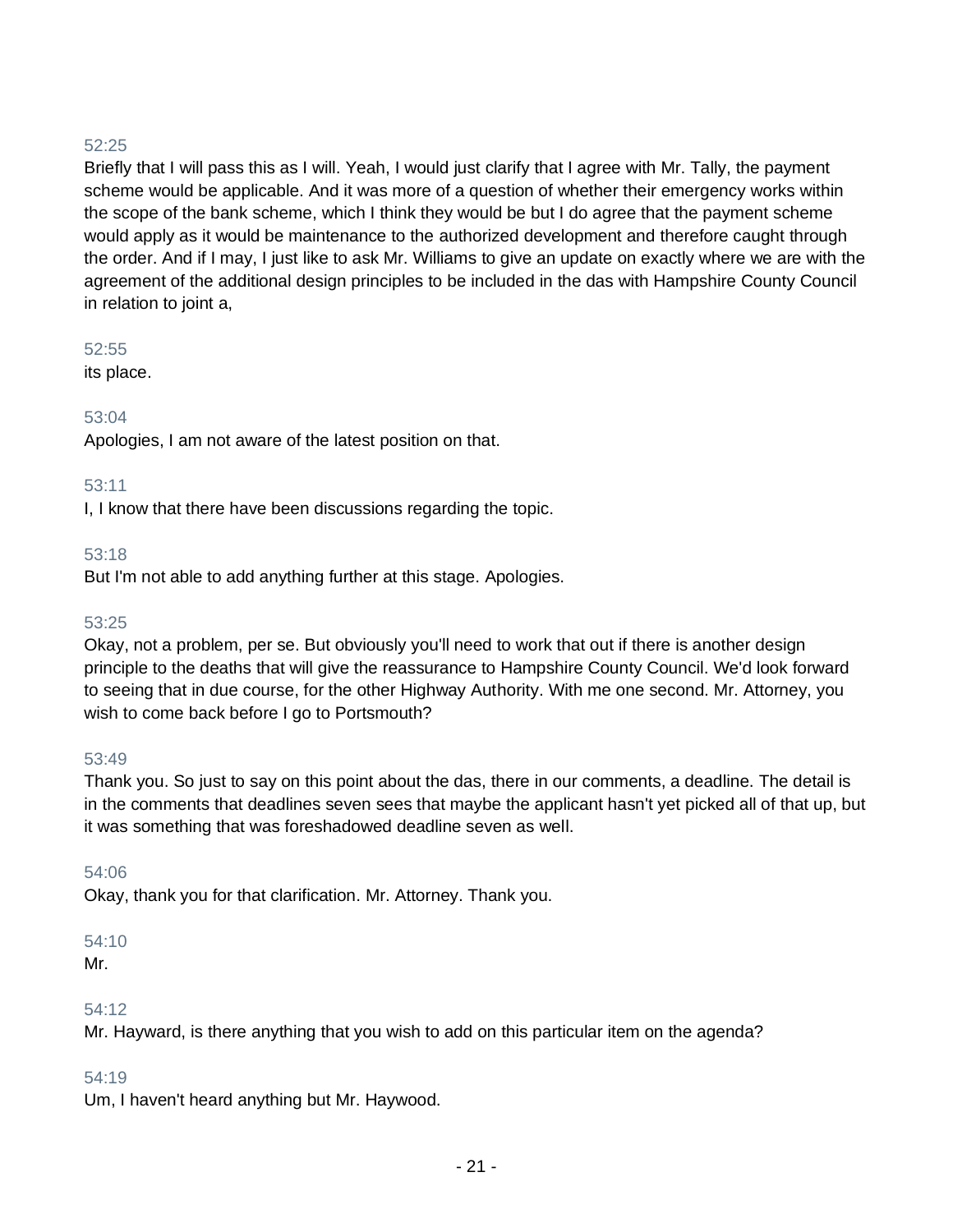52:25

Briefly that I will pass this as I will. Yeah, I would just clarify that I agree with Mr. Tally, the payment scheme would be applicable. And it was more of a question of whether their emergency works within the scope of the bank scheme, which I think they would be but I do agree that the payment scheme would apply as it would be maintenance to the authorized development and therefore caught through the order. And if I may, I just like to ask Mr. Williams to give an update on exactly where we are with the agreement of the additional design principles to be included in the das with Hampshire County Council in relation to joint a,

52:55

its place.

53:04

Apologies, I am not aware of the latest position on that.

53:11

I, I know that there have been discussions regarding the topic.

53:18

But I'm not able to add anything further at this stage. Apologies.

53:25

Okay, not a problem, per se. But obviously you'll need to work that out if there is another design principle to the deaths that will give the reassurance to Hampshire County Council. We'd look forward to seeing that in due course, for the other Highway Authority. With me one second. Mr. Attorney, you wish to come back before I go to Portsmouth?

53:49

Thank you. So just to say on this point about the das, there in our comments, a deadline. The detail is in the comments that deadlines seven sees that maybe the applicant hasn't yet picked all of that up, but it was something that was foreshadowed deadline seven as well.

54:06

Okay, thank you for that clarification. Mr. Attorney. Thank you.

54:10

Mr.

54:12

Mr. Hayward, is there anything that you wish to add on this particular item on the agenda?

54:19

Um, I haven't heard anything but Mr. Haywood.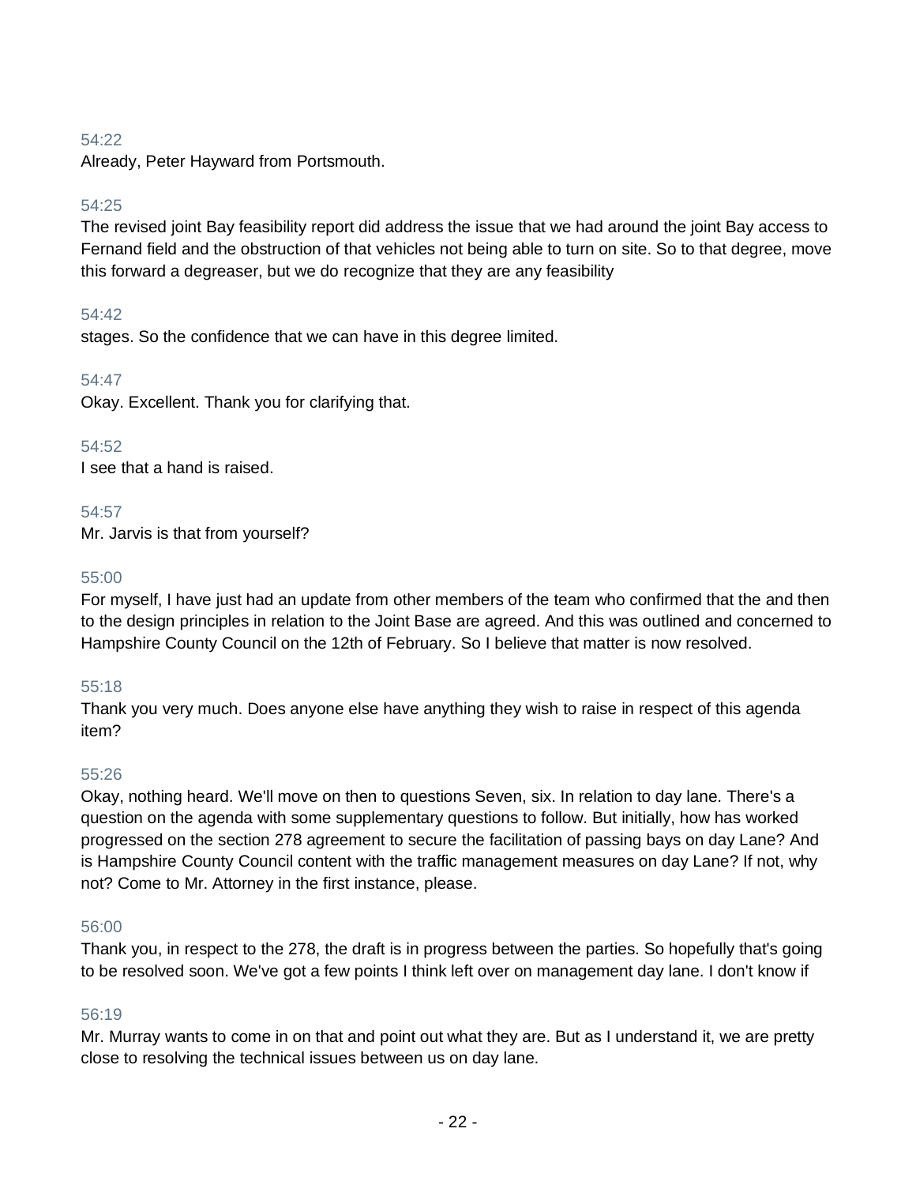54:22
Already, Peter Hayward from Portsmouth.

54:25
The revised joint Bay feasibility report did address the issue that we had around the joint Bay access to Fernand field and the obstruction of that vehicles not being able to turn on site. So to that degree, move this forward a degreaser, but we do recognize that they are any feasibility

54:42
stages. So the confidence that we can have in this degree limited.

54:47
Okay. Excellent. Thank you for clarifying that.

54:52
I see that a hand is raised.

54:57
Mr. Jarvis is that from yourself?

55:00
For myself, I have just had an update from other members of the team who confirmed that the and then to the design principles in relation to the Joint Base are agreed. And this was outlined and concerned to Hampshire County Council on the 12th of February. So I believe that matter is now resolved.

55:18
Thank you very much. Does anyone else have anything they wish to raise in respect of this agenda item?

55:26
Okay, nothing heard. We'll move on then to questions Seven, six. In relation to day lane. There's a question on the agenda with some supplementary questions to follow. But initially, how has worked progressed on the section 278 agreement to secure the facilitation of passing bays on day Lane? And is Hampshire County Council content with the traffic management measures on day Lane? If not, why not? Come to Mr. Attorney in the first instance, please.

56:00
Thank you, in respect to the 278, the draft is in progress between the parties. So hopefully that's going to be resolved soon. We've got a few points I think left over on management day lane. I don't know if

56:19
Mr. Murray wants to come in on that and point out what they are. But as I understand it, we are pretty close to resolving the technical issues between us on day lane.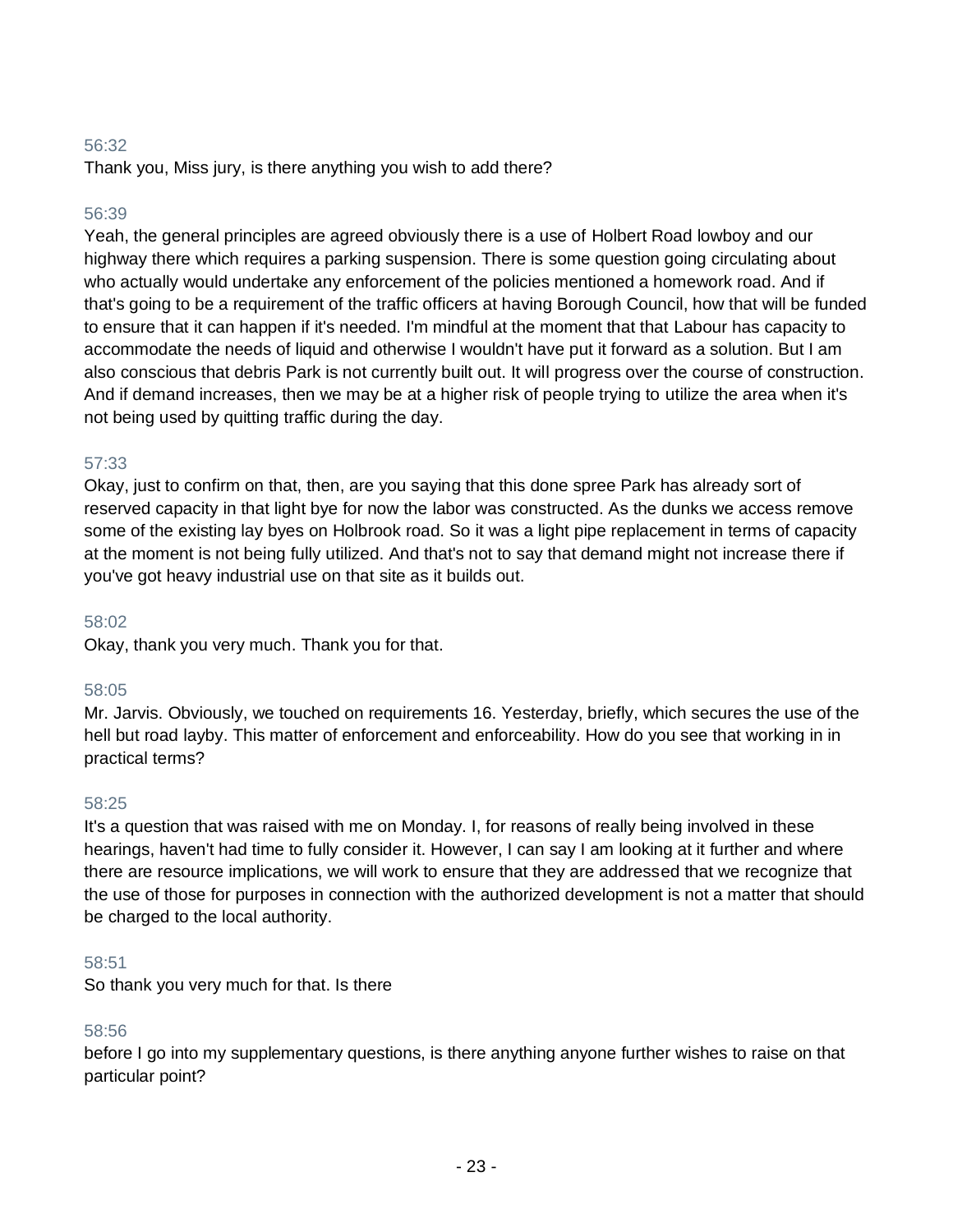56:32

Thank you, Miss jury, is there anything you wish to add there?

56:39

Yeah, the general principles are agreed obviously there is a use of Holbert Road lowboy and our highway there which requires a parking suspension. There is some question going circulating about who actually would undertake any enforcement of the policies mentioned a homework road. And if that's going to be a requirement of the traffic officers at having Borough Council, how that will be funded to ensure that it can happen if it's needed. I'm mindful at the moment that that Labour has capacity to accommodate the needs of liquid and otherwise I wouldn't have put it forward as a solution. But I am also conscious that debris Park is not currently built out. It will progress over the course of construction. And if demand increases, then we may be at a higher risk of people trying to utilize the area when it's not being used by quitting traffic during the day.

57:33

Okay, just to confirm on that, then, are you saying that this done spree Park has already sort of reserved capacity in that light bye for now the labor was constructed. As the dunks we access remove some of the existing lay byes on Holbrook road. So it was a light pipe replacement in terms of capacity at the moment is not being fully utilized. And that's not to say that demand might not increase there if you've got heavy industrial use on that site as it builds out.

58:02

Okay, thank you very much. Thank you for that.

58:05

Mr. Jarvis. Obviously, we touched on requirements 16. Yesterday, briefly, which secures the use of the hell but road layby. This matter of enforcement and enforceability. How do you see that working in in practical terms?

58:25

It's a question that was raised with me on Monday. I, for reasons of really being involved in these hearings, haven't had time to fully consider it. However, I can say I am looking at it further and where there are resource implications, we will work to ensure that they are addressed that we recognize that the use of those for purposes in connection with the authorized development is not a matter that should be charged to the local authority.

58:51

So thank you very much for that. Is there

58:56

before I go into my supplementary questions, is there anything anyone further wishes to raise on that particular point?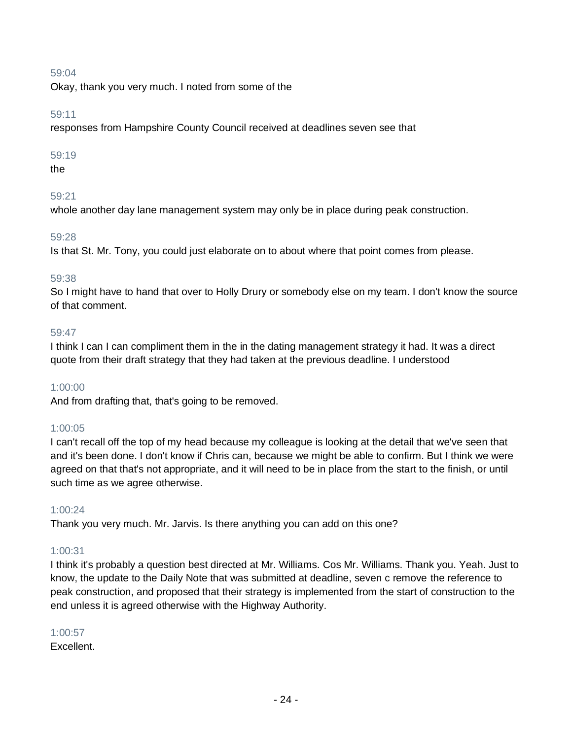59:04
Okay, thank you very much. I noted from some of the

59:11
responses from Hampshire County Council received at deadlines seven see that

59:19
the

59:21
whole another day lane management system may only be in place during peak construction.

59:28
Is that St. Mr. Tony, you could just elaborate on to about where that point comes from please.

59:38
So I might have to hand that over to Holly Drury or somebody else on my team. I don't know the source of that comment.

59:47
I think I can I can compliment them in the in the dating management strategy it had. It was a direct quote from their draft strategy that they had taken at the previous deadline. I understood

1:00:00
And from drafting that, that's going to be removed.

1:00:05
I can't recall off the top of my head because my colleague is looking at the detail that we've seen that and it's been done. I don't know if Chris can, because we might be able to confirm. But I think we were agreed on that that's not appropriate, and it will need to be in place from the start to the finish, or until such time as we agree otherwise.

1:00:24
Thank you very much. Mr. Jarvis. Is there anything you can add on this one?

1:00:31
I think it's probably a question best directed at Mr. Williams. Cos Mr. Williams. Thank you. Yeah. Just to know, the update to the Daily Note that was submitted at deadline, seven c remove the reference to peak construction, and proposed that their strategy is implemented from the start of construction to the end unless it is agreed otherwise with the Highway Authority.

1:00:57
Excellent.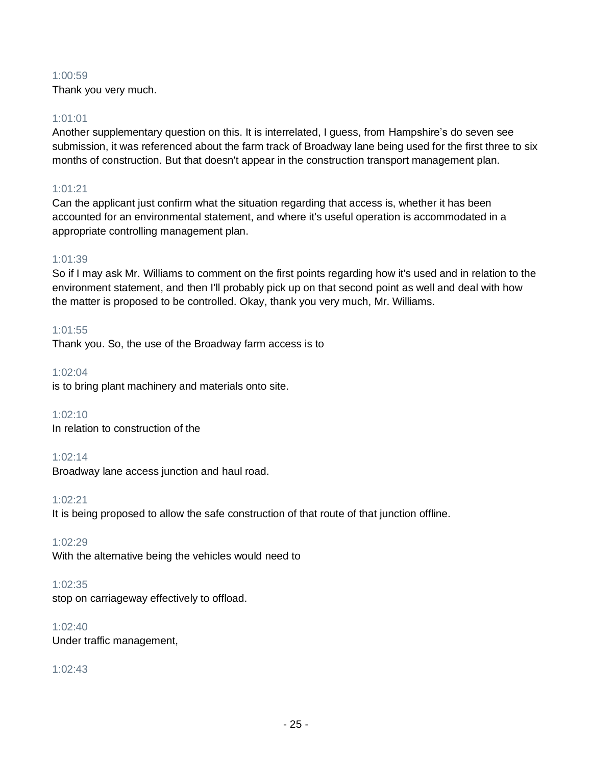1:00:59
Thank you very much.

1:01:01
Another supplementary question on this. It is interrelated, I guess, from Hampshire’s do seven see submission, it was referenced about the farm track of Broadway lane being used for the first three to six months of construction. But that doesn't appear in the construction transport management plan.

1:01:21
Can the applicant just confirm what the situation regarding that access is, whether it has been accounted for an environmental statement, and where it's useful operation is accommodated in a appropriate controlling management plan.

1:01:39
So if I may ask Mr. Williams to comment on the first points regarding how it's used and in relation to the environment statement, and then I'll probably pick up on that second point as well and deal with how the matter is proposed to be controlled. Okay, thank you very much, Mr. Williams.

1:01:55
Thank you. So, the use of the Broadway farm access is to

1:02:04
is to bring plant machinery and materials onto site.

1:02:10
In relation to construction of the

1:02:14
Broadway lane access junction and haul road.

1:02:21
It is being proposed to allow the safe construction of that route of that junction offline.

1:02:29
With the alternative being the vehicles would need to

1:02:35
stop on carriageway effectively to offload.

1:02:40
Under traffic management,

1:02:43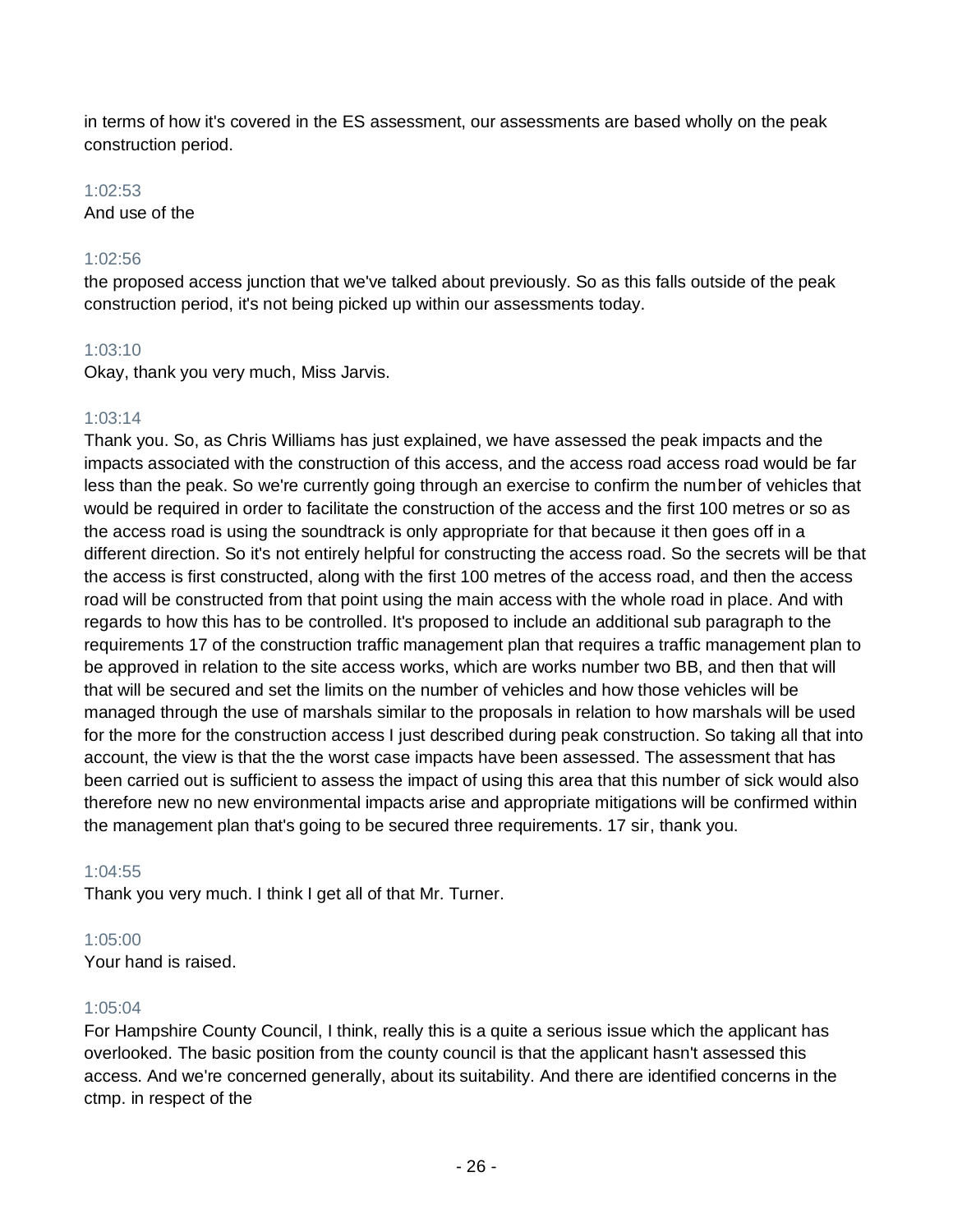in terms of how it's covered in the ES assessment, our assessments are based wholly on the peak construction period.

1:02:53
And use of the

1:02:56
the proposed access junction that we've talked about previously. So as this falls outside of the peak construction period, it's not being picked up within our assessments today.

1:03:10
Okay, thank you very much, Miss Jarvis.

1:03:14
Thank you. So, as Chris Williams has just explained, we have assessed the peak impacts and the impacts associated with the construction of this access, and the access road access road would be far less than the peak. So we're currently going through an exercise to confirm the number of vehicles that would be required in order to facilitate the construction of the access and the first 100 metres or so as the access road is using the soundtrack is only appropriate for that because it then goes off in a different direction. So it's not entirely helpful for constructing the access road. So the secrets will be that the access is first constructed, along with the first 100 metres of the access road, and then the access road will be constructed from that point using the main access with the whole road in place. And with regards to how this has to be controlled. It's proposed to include an additional sub paragraph to the requirements 17 of the construction traffic management plan that requires a traffic management plan to be approved in relation to the site access works, which are works number two BB, and then that will that will be secured and set the limits on the number of vehicles and how those vehicles will be managed through the use of marshals similar to the proposals in relation to how marshals will be used for the more for the construction access I just described during peak construction. So taking all that into account, the view is that the the worst case impacts have been assessed. The assessment that has been carried out is sufficient to assess the impact of using this area that this number of sick would also therefore new no new environmental impacts arise and appropriate mitigations will be confirmed within the management plan that's going to be secured three requirements. 17 sir, thank you.

1:04:55
Thank you very much. I think I get all of that Mr. Turner.

1:05:00
Your hand is raised.

1:05:04
For Hampshire County Council, I think, really this is a quite a serious issue which the applicant has overlooked. The basic position from the county council is that the applicant hasn't assessed this access. And we're concerned generally, about its suitability. And there are identified concerns in the ctmp. in respect of the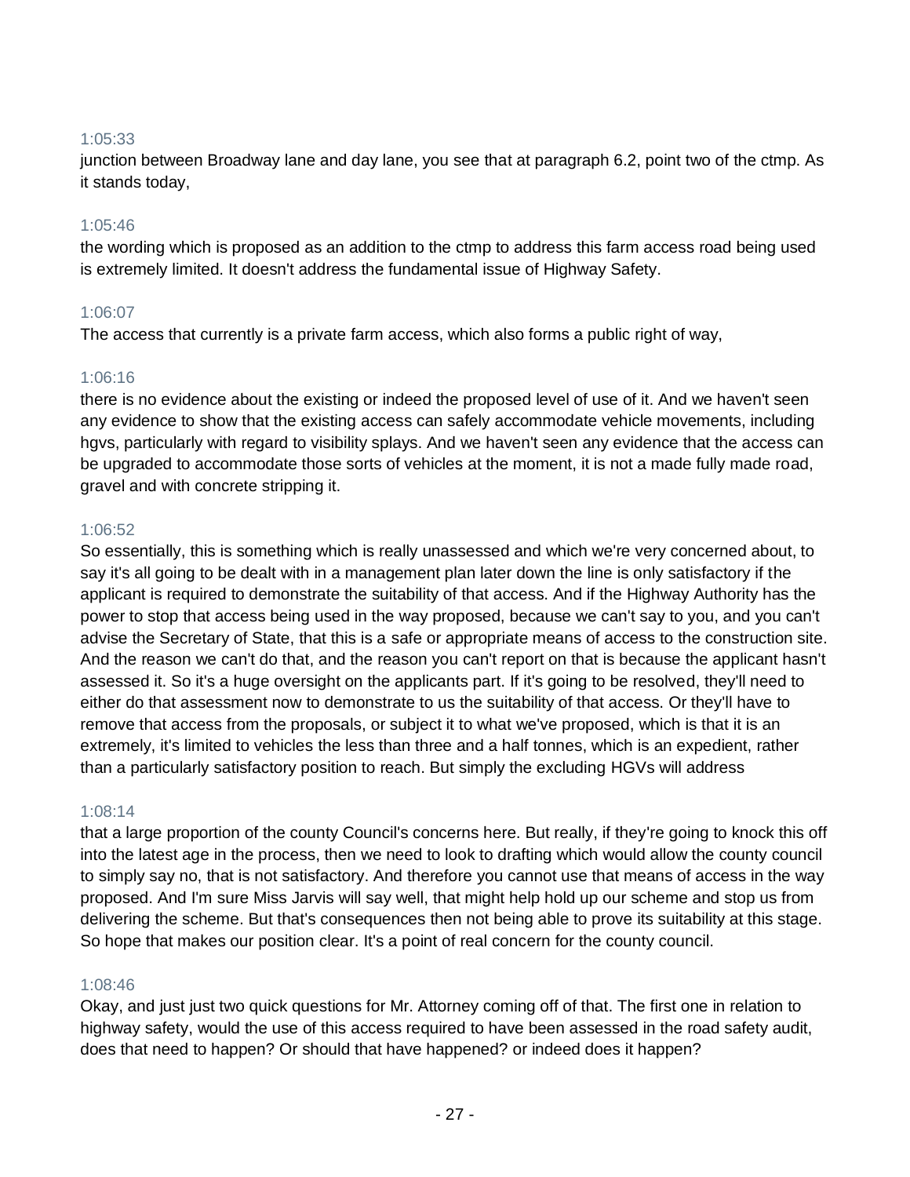1:05:33

junction between Broadway lane and day lane, you see that at paragraph 6.2, point two of the ctmp. As it stands today,

1:05:46

the wording which is proposed as an addition to the ctmp to address this farm access road being used is extremely limited. It doesn't address the fundamental issue of Highway Safety.

1:06:07

The access that currently is a private farm access, which also forms a public right of way,

1:06:16

there is no evidence about the existing or indeed the proposed level of use of it. And we haven't seen any evidence to show that the existing access can safely accommodate vehicle movements, including hgvs, particularly with regard to visibility splays. And we haven't seen any evidence that the access can be upgraded to accommodate those sorts of vehicles at the moment, it is not a made fully made road, gravel and with concrete stripping it.

1:06:52

So essentially, this is something which is really unassessed and which we're very concerned about, to say it's all going to be dealt with in a management plan later down the line is only satisfactory if the applicant is required to demonstrate the suitability of that access. And if the Highway Authority has the power to stop that access being used in the way proposed, because we can't say to you, and you can't advise the Secretary of State, that this is a safe or appropriate means of access to the construction site. And the reason we can't do that, and the reason you can't report on that is because the applicant hasn't assessed it. So it's a huge oversight on the applicants part. If it's going to be resolved, they'll need to either do that assessment now to demonstrate to us the suitability of that access. Or they'll have to remove that access from the proposals, or subject it to what we've proposed, which is that it is an extremely, it's limited to vehicles the less than three and a half tonnes, which is an expedient, rather than a particularly satisfactory position to reach. But simply the excluding HGVs will address

1:08:14

that a large proportion of the county Council's concerns here. But really, if they're going to knock this off into the latest age in the process, then we need to look to drafting which would allow the county council to simply say no, that is not satisfactory. And therefore you cannot use that means of access in the way proposed. And I'm sure Miss Jarvis will say well, that might help hold up our scheme and stop us from delivering the scheme. But that's consequences then not being able to prove its suitability at this stage. So hope that makes our position clear. It's a point of real concern for the county council.

1:08:46

Okay, and just just two quick questions for Mr. Attorney coming off of that. The first one in relation to highway safety, would the use of this access required to have been assessed in the road safety audit, does that need to happen? Or should that have happened? or indeed does it happen?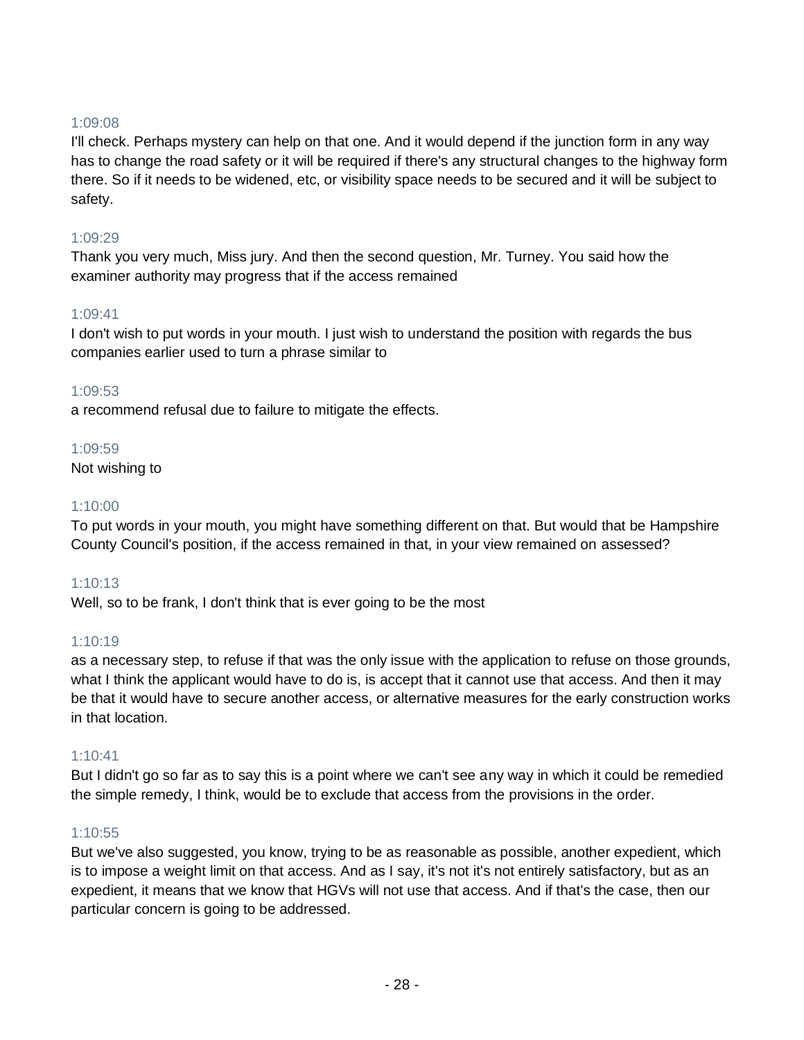1:09:08
I'll check. Perhaps mystery can help on that one. And it would depend if the junction form in any way has to change the road safety or it will be required if there's any structural changes to the highway form there. So if it needs to be widened, etc, or visibility space needs to be secured and it will be subject to safety.

1:09:29
Thank you very much, Miss jury. And then the second question, Mr. Turney. You said how the examiner authority may progress that if the access remained

1:09:41
I don't wish to put words in your mouth. I just wish to understand the position with regards the bus companies earlier used to turn a phrase similar to

1:09:53
a recommend refusal due to failure to mitigate the effects.

1:09:59
Not wishing to

1:10:00
To put words in your mouth, you might have something different on that. But would that be Hampshire County Council's position, if the access remained in that, in your view remained on assessed?

1:10:13
Well, so to be frank, I don't think that is ever going to be the most

1:10:19
as a necessary step, to refuse if that was the only issue with the application to refuse on those grounds, what I think the applicant would have to do is, is accept that it cannot use that access. And then it may be that it would have to secure another access, or alternative measures for the early construction works in that location.

1:10:41
But I didn't go so far as to say this is a point where we can't see any way in which it could be remedied the simple remedy, I think, would be to exclude that access from the provisions in the order.

1:10:55
But we've also suggested, you know, trying to be as reasonable as possible, another expedient, which is to impose a weight limit on that access. And as I say, it's not it's not entirely satisfactory, but as an expedient, it means that we know that HGVs will not use that access. And if that's the case, then our particular concern is going to be addressed.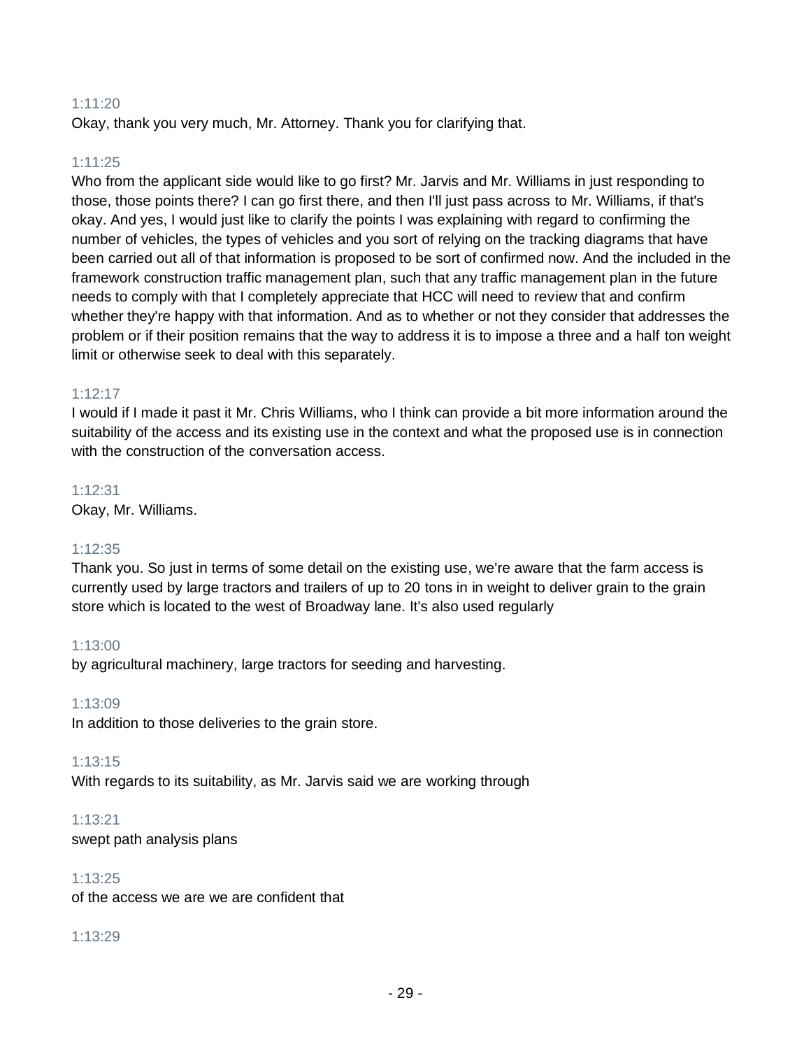1:11:20

Okay, thank you very much, Mr. Attorney. Thank you for clarifying that.

1:11:25

Who from the applicant side would like to go first? Mr. Jarvis and Mr. Williams in just responding to those, those points there? I can go first there, and then I'll just pass across to Mr. Williams, if that's okay. And yes, I would just like to clarify the points I was explaining with regard to confirming the number of vehicles, the types of vehicles and you sort of relying on the tracking diagrams that have been carried out all of that information is proposed to be sort of confirmed now. And the included in the framework construction traffic management plan, such that any traffic management plan in the future needs to comply with that I completely appreciate that HCC will need to review that and confirm whether they're happy with that information. And as to whether or not they consider that addresses the problem or if their position remains that the way to address it is to impose a three and a half ton weight limit or otherwise seek to deal with this separately.

1:12:17

I would if I made it past it Mr. Chris Williams, who I think can provide a bit more information around the suitability of the access and its existing use in the context and what the proposed use is in connection with the construction of the conversation access.

1:12:31

Okay, Mr. Williams.

1:12:35

Thank you. So just in terms of some detail on the existing use, we're aware that the farm access is currently used by large tractors and trailers of up to 20 tons in in weight to deliver grain to the grain store which is located to the west of Broadway lane. It's also used regularly

1:13:00

by agricultural machinery, large tractors for seeding and harvesting.

1:13:09

In addition to those deliveries to the grain store.

1:13:15

With regards to its suitability, as Mr. Jarvis said we are working through

1:13:21

swept path analysis plans

1:13:25

of the access we are we are confident that

1:13:29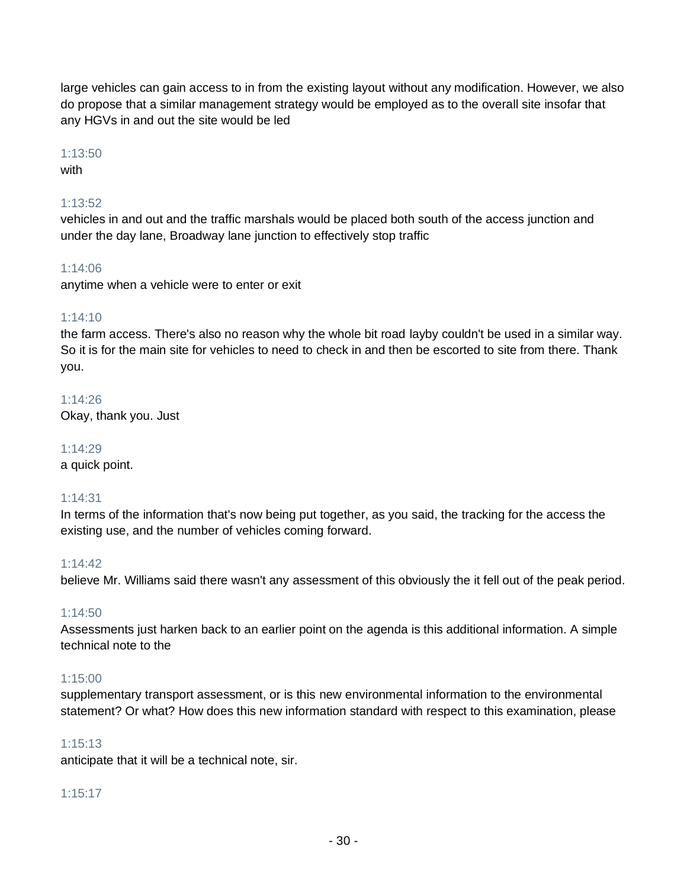large vehicles can gain access to in from the existing layout without any modification. However, we also do propose that a similar management strategy would be employed as to the overall site insofar that any HGVs in and out the site would be led

1:13:50
with

1:13:52
vehicles in and out and the traffic marshals would be placed both south of the access junction and under the day lane, Broadway lane junction to effectively stop traffic

1:14:06
anytime when a vehicle were to enter or exit

1:14:10
the farm access. There's also no reason why the whole bit road layby couldn't be used in a similar way. So it is for the main site for vehicles to need to check in and then be escorted to site from there. Thank you.

1:14:26
Okay, thank you. Just

1:14:29
a quick point.

1:14:31
In terms of the information that's now being put together, as you said, the tracking for the access the existing use, and the number of vehicles coming forward.

1:14:42
believe Mr. Williams said there wasn't any assessment of this obviously the it fell out of the peak period.

1:14:50
Assessments just harken back to an earlier point on the agenda is this additional information. A simple technical note to the

1:15:00
supplementary transport assessment, or is this new environmental information to the environmental statement? Or what? How does this new information standard with respect to this examination, please

1:15:13
anticipate that it will be a technical note, sir.

1:15:17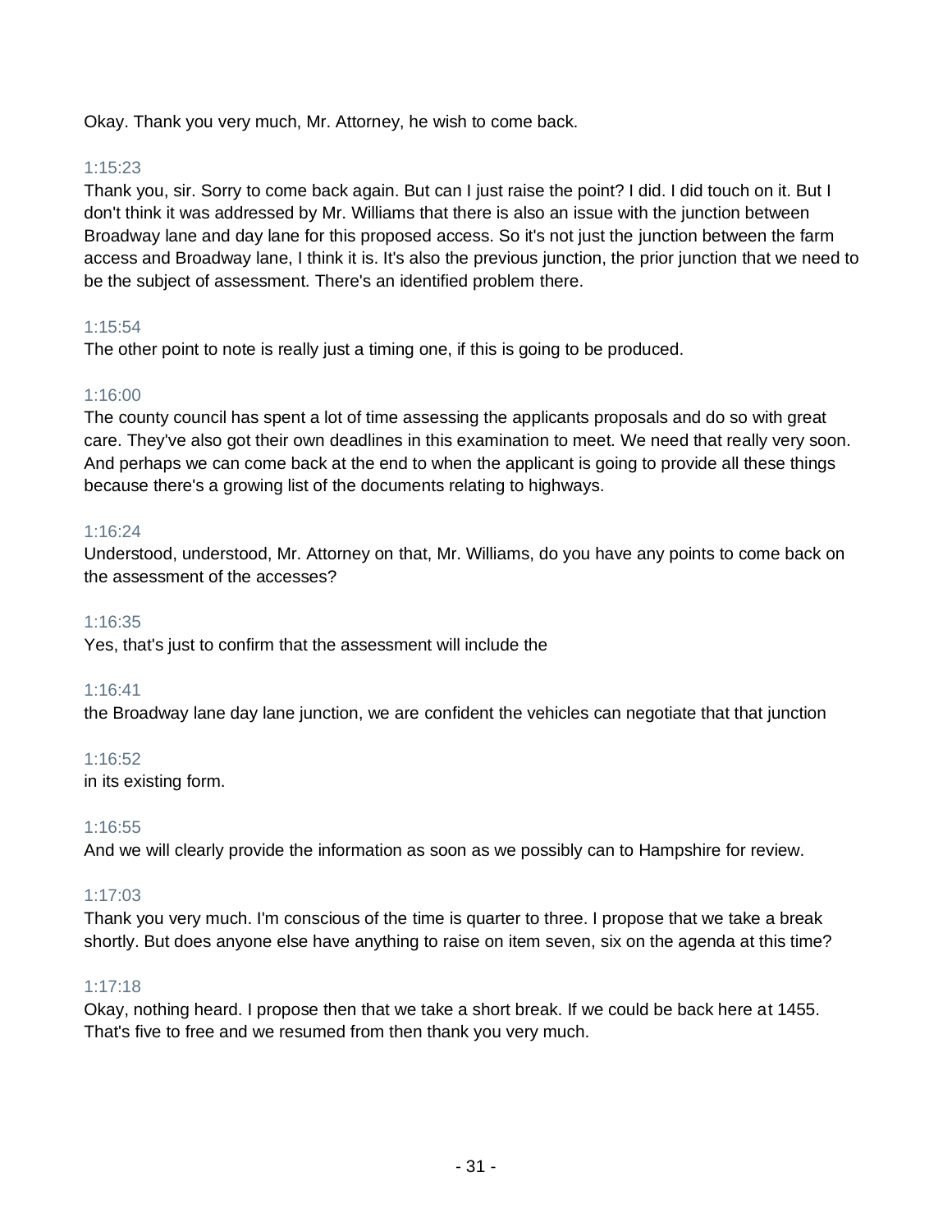Okay. Thank you very much, Mr. Attorney, he wish to come back.

1:15:23

Thank you, sir. Sorry to come back again. But can I just raise the point? I did. I did touch on it. But I don't think it was addressed by Mr. Williams that there is also an issue with the junction between Broadway lane and day lane for this proposed access. So it's not just the junction between the farm access and Broadway lane, I think it is. It's also the previous junction, the prior junction that we need to be the subject of assessment. There's an identified problem there.

1:15:54

The other point to note is really just a timing one, if this is going to be produced.

1:16:00

The county council has spent a lot of time assessing the applicants proposals and do so with great care. They've also got their own deadlines in this examination to meet. We need that really very soon. And perhaps we can come back at the end to when the applicant is going to provide all these things because there's a growing list of the documents relating to highways.

1:16:24

Understood, understood, Mr. Attorney on that, Mr. Williams, do you have any points to come back on the assessment of the accesses?

1:16:35

Yes, that's just to confirm that the assessment will include the

1:16:41

the Broadway lane day lane junction, we are confident the vehicles can negotiate that that junction

1:16:52

in its existing form.

1:16:55

And we will clearly provide the information as soon as we possibly can to Hampshire for review.

1:17:03

Thank you very much. I'm conscious of the time is quarter to three. I propose that we take a break shortly. But does anyone else have anything to raise on item seven, six on the agenda at this time?

1:17:18

Okay, nothing heard. I propose then that we take a short break. If we could be back here at 1455. That's five to free and we resumed from then thank you very much.